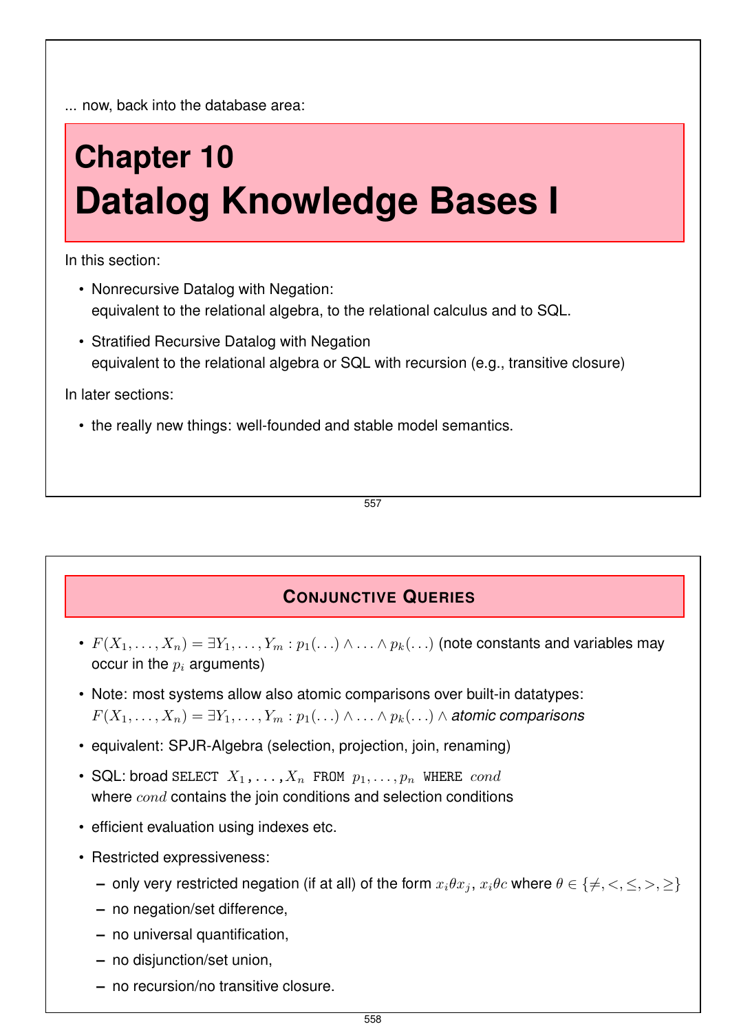... now, back into the database area:

# Chapter 10
# Datalog Knowledge Bases I

In this section:

- Nonrecursive Datalog with Negation:
  equivalent to the relational algebra, to the relational calculus and to SQL.
- Stratified Recursive Datalog with Negation
  equivalent to the relational algebra or SQL with recursion (e.g., transitive closure)

In later sections:

- the really new things: well-founded and stable model semantics.

## Conjunctive Queries

- $F(X_1, \ldots, X_n) = \exists Y_1, \ldots, Y_m : p_1(\ldots) \wedge \ldots \wedge p_k(\ldots)$ (note constants and variables may occur in the $p_i$ arguments)
- Note: most systems allow also atomic comparisons over built-in datatypes:
  $F(X_1, \ldots, X_n) = \exists Y_1, \ldots, Y_m : p_1(\ldots) \wedge \ldots \wedge p_k(\ldots) \wedge$ *atomic comparisons*
- equivalent: SPJR-Algebra (selection, projection, join, renaming)
- SQL: broad `SELECT` $X_1, \ldots, X_n$ `FROM` $p_1, \ldots, p_n$ `WHERE` $cond$
  where $cond$ contains the join conditions and selection conditions
- efficient evaluation using indexes etc.
- Restricted expressiveness:
  - only very restricted negation (if at all) of the form $x_i \theta x_j$, $x_i \theta c$ where $\theta \in \{\neq, <, \leq, >, \geq\}$
  - no negation/set difference,
  - no universal quantification,
  - no disjunction/set union,
  - no recursion/no transitive closure.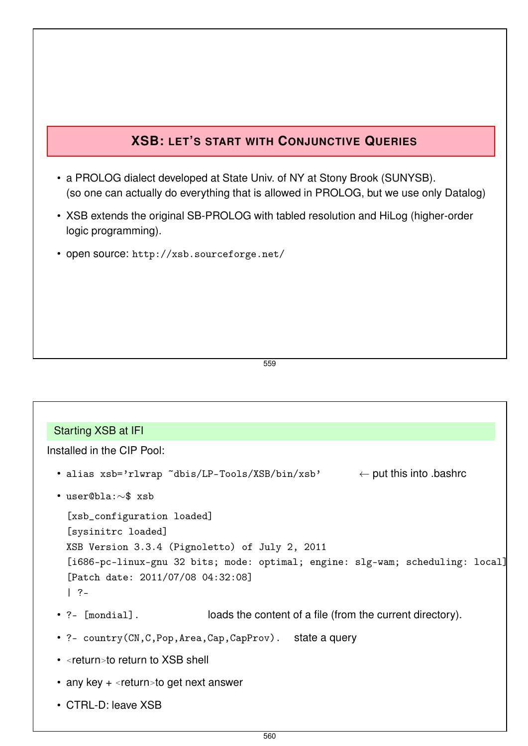## XSB: Let's start with Conjunctive Queries

- a PROLOG dialect developed at State Univ. of NY at Stony Brook (SUNYSB).
  (so one can actually do everything that is allowed in PROLOG, but we use only Datalog)
- XSB extends the original SB-PROLOG with tabled resolution and HiLog (higher-order logic programming).
- open source: `http://xsb.sourceforge.net/`

### Starting XSB at IFI

Installed in the CIP Pool:

- `alias xsb='rlwrap ~dbis/LP-Tools/XSB/bin/xsb'` ← put this into .bashrc
- `user@bla:~$ xsb`

```
[xsb_configuration loaded]
[sysinitrc loaded]
XSB Version 3.3.4 (Pignoletto) of July 2, 2011
[i686-pc-linux-gnu 32 bits; mode: optimal; engine: slg-wam; scheduling: local]
[Patch date: 2011/07/08 04:32:08]
| ?-
```

- `?- [mondial].` loads the content of a file (from the current directory).
- `?- country(CN,C,Pop,Area,Cap,CapProv).` state a query
- <return>to return to XSB shell
- any key + <return>to get next answer
- CTRL-D: leave XSB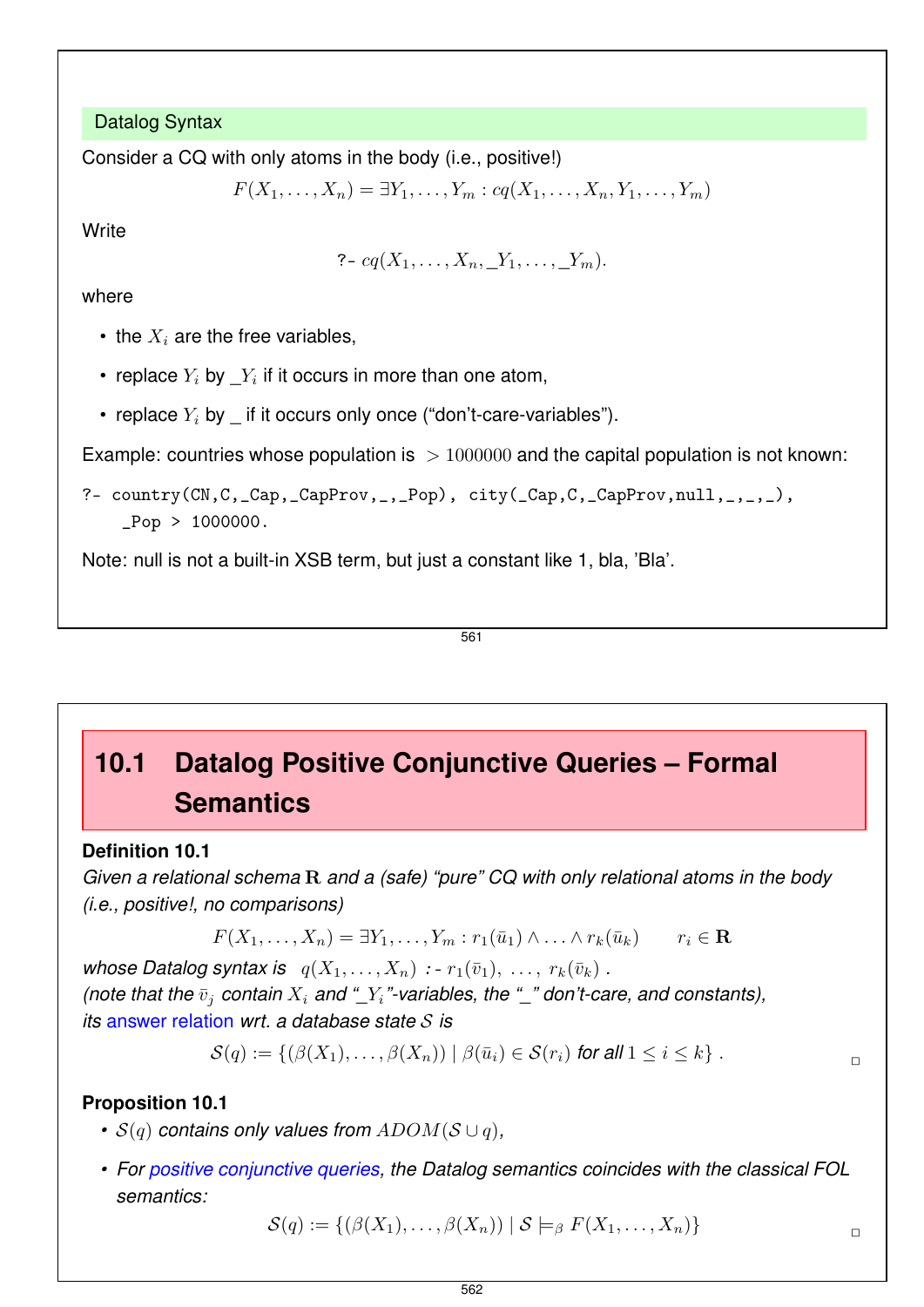### Datalog Syntax

Consider a CQ with only atoms in the body (i.e., positive!)

$$F(X_1, \ldots, X_n) = \exists Y_1, \ldots, Y_m : cq(X_1, \ldots, X_n, Y_1, \ldots, Y_m)$$

Write

$$\text{?- } cq(X_1, \ldots, X_n, \_Y_1, \ldots, \_Y_m).$$

where

- the $X_i$ are the free variables,
- replace $Y_i$ by $\_Y_i$ if it occurs in more than one atom,
- replace $Y_i$ by _ if it occurs only once ("don't-care-variables").

Example: countries whose population is $> 1000000$ and the capital population is not known:

```
?- country(CN,C,_Cap,_CapProv,_,_Pop), city(_Cap,C,_CapProv,null,_,_,_),
    _Pop > 1000000.
```

Note: null is not a built-in XSB term, but just a constant like 1, bla, 'Bla'.

## 10.1 Datalog Positive Conjunctive Queries – Formal Semantics

**Definition 10.1**
*Given a relational schema $\mathbf{R}$ and a (safe) "pure" CQ with only relational atoms in the body (i.e., positive!, no comparisons)*

$$F(X_1, \ldots, X_n) = \exists Y_1, \ldots, Y_m : r_1(\bar{u}_1) \wedge \ldots \wedge r_k(\bar{u}_k) \qquad r_i \in \mathbf{R}$$

*whose Datalog syntax is* $q(X_1, \ldots, X_n)$ :- $r_1(\bar{v}_1), \ \ldots, \ r_k(\bar{v}_k)$ .
*(note that the $\bar{v}_j$ contain $X_i$ and "$\_Y_i$"-variables, the "_" don't-care, and constants),*
*its answer relation wrt. a database state $\mathcal{S}$ is*

$$\mathcal{S}(q) := \{(\beta(X_1), \ldots, \beta(X_n)) \mid \beta(\bar{u}_i) \in \mathcal{S}(r_i) \text{ for all } 1 \leq i \leq k\} .$$

□

**Proposition 10.1**

- *$\mathcal{S}(q)$ contains only values from $ADOM(\mathcal{S} \cup q)$,*
- *For positive conjunctive queries, the Datalog semantics coincides with the classical FOL semantics:*

$$\mathcal{S}(q) := \{(\beta(X_1), \ldots, \beta(X_n)) \mid \mathcal{S} \models_\beta F(X_1, \ldots, X_n)\}$$

□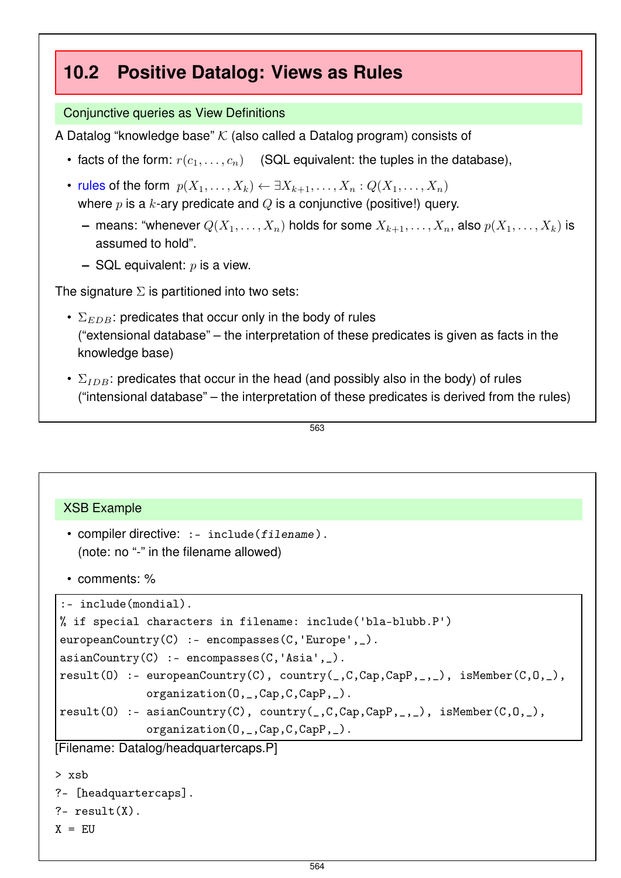## 10.2 Positive Datalog: Views as Rules

### Conjunctive queries as View Definitions

A Datalog “knowledge base” $\mathcal{K}$ (also called a Datalog program) consists of

- facts of the form: $r(c_1, \ldots, c_n)$ (SQL equivalent: the tuples in the database),
- rules of the form $p(X_1, \ldots, X_k) \leftarrow \exists X_{k+1}, \ldots, X_n : Q(X_1, \ldots, X_n)$
  where $p$ is a $k$-ary predicate and $Q$ is a conjunctive (positive!) query.
  - means: “whenever $Q(X_1, \ldots, X_n)$ holds for some $X_{k+1}, \ldots, X_n$, also $p(X_1, \ldots, X_k)$ is assumed to hold”.
  - SQL equivalent: $p$ is a view.

The signature $\Sigma$ is partitioned into two sets:

- $\Sigma_{EDB}$: predicates that occur only in the body of rules
  (“extensional database” – the interpretation of these predicates is given as facts in the knowledge base)
- $\Sigma_{IDB}$: predicates that occur in the head (and possibly also in the body) of rules
  (“intensional database” – the interpretation of these predicates is derived from the rules)

### XSB Example

- compiler directive: `:- include(filename).`
  (note: no “-” in the filename allowed)
- comments: %

```
:- include(mondial).
% if special characters in filename: include('bla-blubb.P')
europeanCountry(C) :- encompasses(C,'Europe',_).
asianCountry(C) :- encompasses(C,'Asia',_).
result(O) :- europeanCountry(C), country(_,C,Cap,CapP,_,_), isMember(C,O,_),
             organization(O,_,Cap,C,CapP,_).
result(O) :- asianCountry(C), country(_,C,Cap,CapP,_,_), isMember(C,O,_),
             organization(O,_,Cap,C,CapP,_).
```

[Filename: Datalog/headquartercaps.P]

```
> xsb
?- [headquartercaps].
?- result(X).
X = EU
```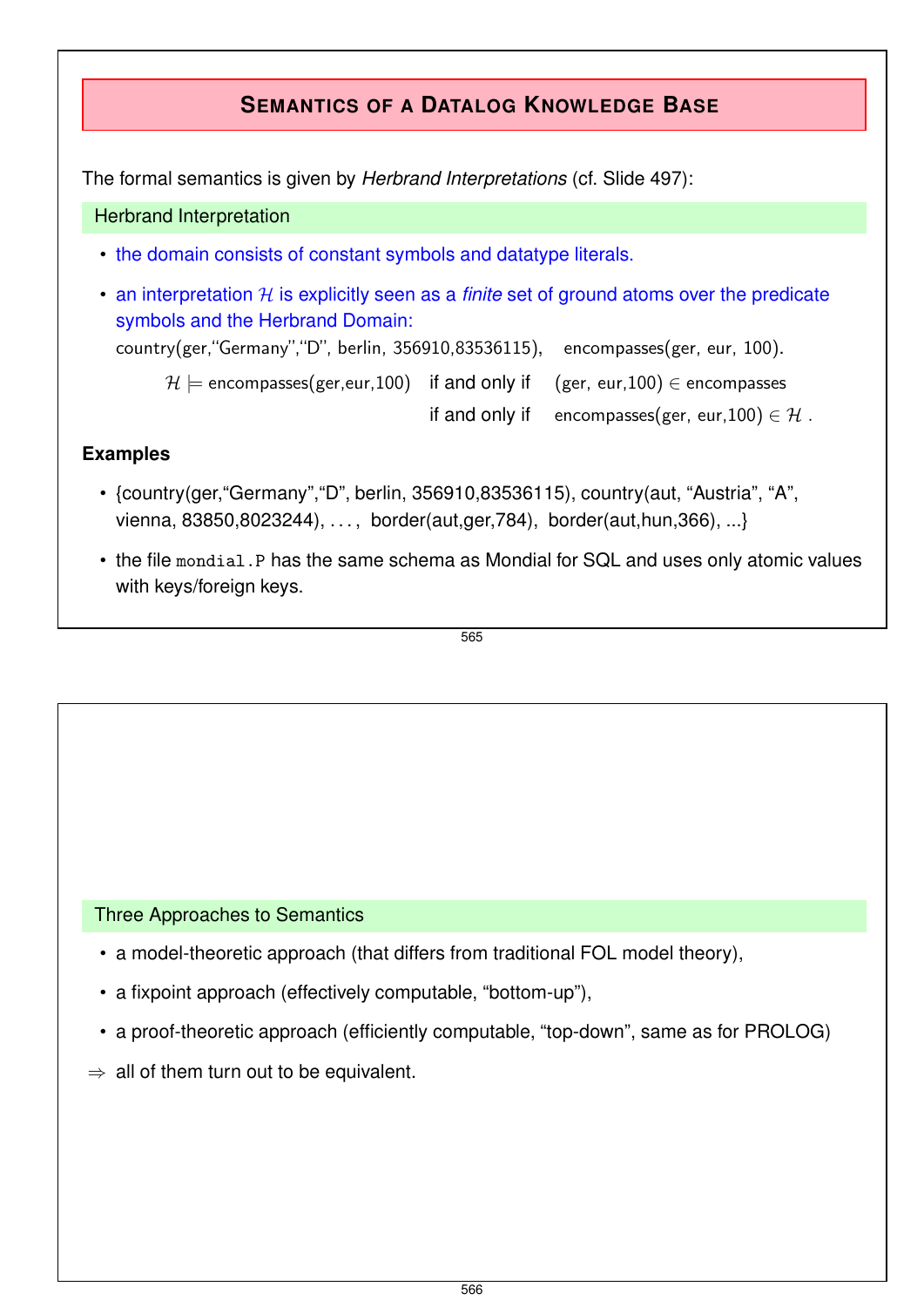## Semantics of a Datalog Knowledge Base

The formal semantics is given by *Herbrand Interpretations* (cf. Slide 497):

### Herbrand Interpretation

- the domain consists of constant symbols and datatype literals.
- an interpretation $\mathcal{H}$ is explicitly seen as a *finite* set of ground atoms over the predicate symbols and the Herbrand Domain:

  country(ger,"Germany","D", berlin, 356910,83536115), encompasses(ger, eur, 100).

$$\mathcal{H} \models \text{encompasses(ger,eur,100)} \quad \text{if and only if} \quad \text{(ger, eur,100)} \in \text{encompasses}$$

$$\text{if and only if} \quad \text{encompasses(ger, eur,100)} \in \mathcal{H}\ .$$

**Examples**

- {country(ger,"Germany","D", berlin, 356910,83536115), country(aut, "Austria", "A", vienna, 83850,8023244), ..., border(aut,ger,784), border(aut,hun,366), ...}
- the file `mondial.P` has the same schema as Mondial for SQL and uses only atomic values with keys/foreign keys.

### Three Approaches to Semantics

- a model-theoretic approach (that differs from traditional FOL model theory),
- a fixpoint approach (effectively computable, "bottom-up"),
- a proof-theoretic approach (efficiently computable, "top-down", same as for PROLOG)

$\Rightarrow$ all of them turn out to be equivalent.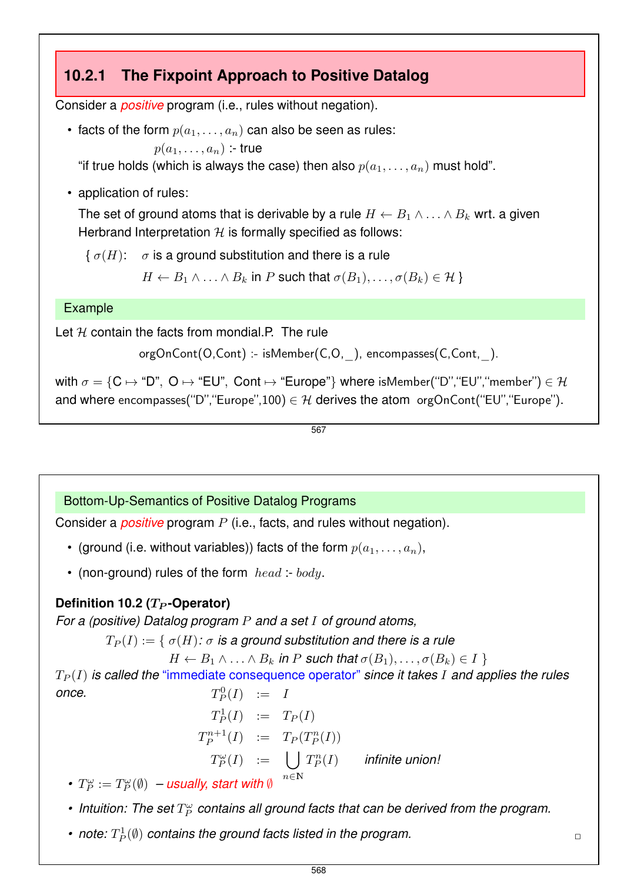### 10.2.1 The Fixpoint Approach to Positive Datalog

Consider a *positive* program (i.e., rules without negation).

- facts of the form $p(a_1, \ldots, a_n)$ can also be seen as rules:

  $p(a_1, \ldots, a_n)$ :- true

  "if true holds (which is always the case) then also $p(a_1, \ldots, a_n)$ must hold".

- application of rules:

  The set of ground atoms that is derivable by a rule $H \leftarrow B_1 \wedge \ldots \wedge B_k$ wrt. a given Herbrand Interpretation $\mathcal{H}$ is formally specified as follows:

  { $\sigma(H)$: $\sigma$ is a ground substitution and there is a rule $H \leftarrow B_1 \wedge \ldots \wedge B_k$ in $P$ such that $\sigma(B_1), \ldots, \sigma(B_k) \in \mathcal{H}$ }

**Example**

Let $\mathcal{H}$ contain the facts from mondial.P. The rule

```
orgOnCont(O,Cont) :- isMember(C,O,_), encompasses(C,Cont,_).
```

with $\sigma = \{$C $\mapsto$ "D", O $\mapsto$ "EU", Cont $\mapsto$ "Europe"$\}$ where isMember("D","EU","member") $\in \mathcal{H}$ and where encompasses("D","Europe",100) $\in \mathcal{H}$ derives the atom orgOnCont("EU","Europe").

**Bottom-Up-Semantics of Positive Datalog Programs**

Consider a *positive* program $P$ (i.e., facts, and rules without negation).

- (ground (i.e. without variables)) facts of the form $p(a_1, \ldots, a_n)$,
- (non-ground) rules of the form $head$ :- $body$.

**Definition 10.2 ($T_P$-Operator)**

*For a (positive) Datalog program $P$ and a set $I$ of ground atoms,*

$T_P(I) := \{ \sigma(H)$: *$\sigma$ is a ground substitution and there is a rule $H \leftarrow B_1 \wedge \ldots \wedge B_k$ in $P$ such that $\sigma(B_1), \ldots, \sigma(B_k) \in I$* $\}$

*$T_P(I)$ is called the "immediate consequence operator" since it takes $I$ and applies the rules once.*

$$
\begin{aligned}
T_P^0(I) &:= I \\
T_P^1(I) &:= T_P(I) \\
T_P^{n+1}(I) &:= T_P(T_P^n(I)) \\
T_P^\omega(I) &:= \bigcup_{n \in \mathbb{N}} T_P^n(I) \qquad \textit{infinite union!}
\end{aligned}
$$

- *$T_P^\omega := T_P^\omega(\emptyset)$ – usually, start with $\emptyset$*
- *Intuition: The set $T_P^\omega$ contains all ground facts that can be derived from the program.*
- *note: $T_P^1(\emptyset)$ contains the ground facts listed in the program.*

□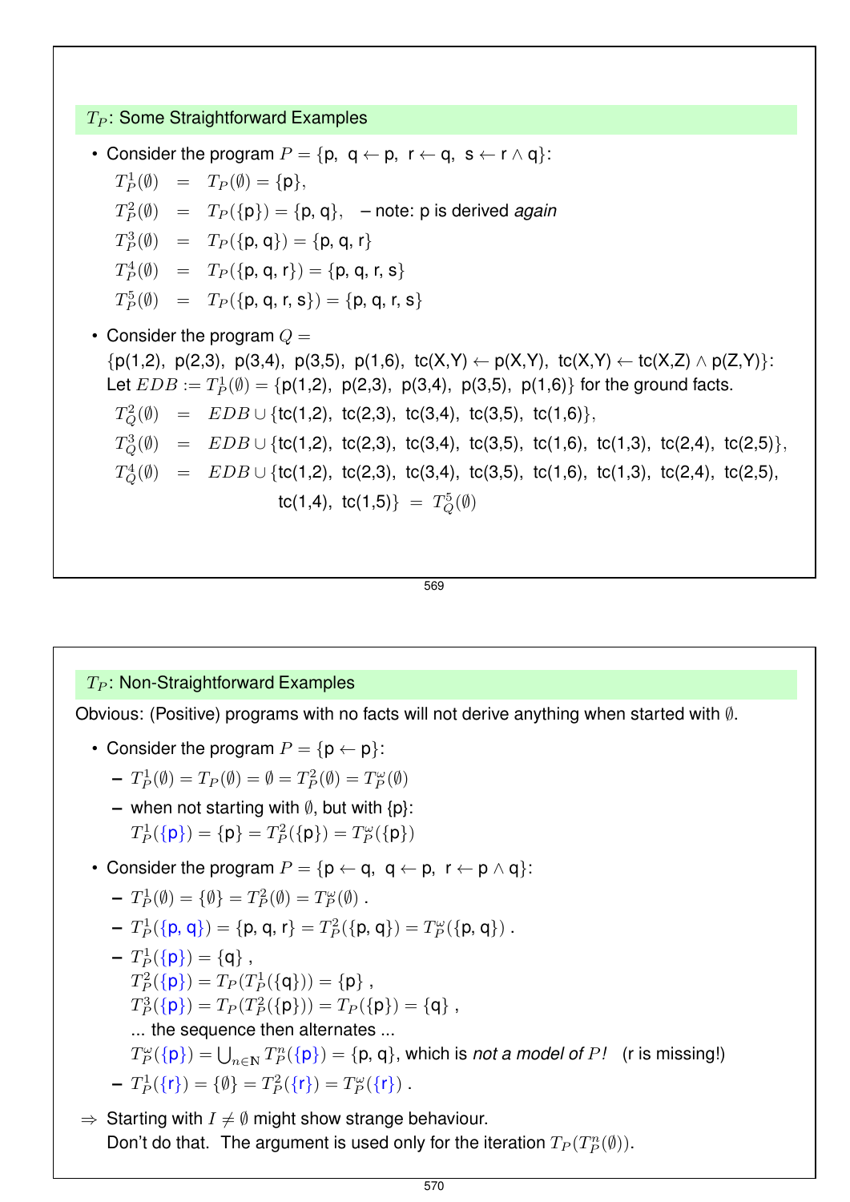## $T_P$: Some Straightforward Examples

- Consider the program $P = \{$p, q ← p, r ← q, s ← r ∧ q$\}$:

$$
\begin{aligned}
T_P^1(\emptyset) &= T_P(\emptyset) = \{\text{p}\}, \\
T_P^2(\emptyset) &= T_P(\{\text{p}\}) = \{\text{p, q}\}, \quad \text{– note: p is derived } \textit{again} \\
T_P^3(\emptyset) &= T_P(\{\text{p, q}\}) = \{\text{p, q, r}\} \\
T_P^4(\emptyset) &= T_P(\{\text{p, q, r}\}) = \{\text{p, q, r, s}\} \\
T_P^5(\emptyset) &= T_P(\{\text{p, q, r, s}\}) = \{\text{p, q, r, s}\}
\end{aligned}
$$

- Consider the program $Q =$
  $\{$p(1,2), p(2,3), p(3,4), p(3,5), p(1,6), tc(X,Y) ← p(X,Y), tc(X,Y) ← tc(X,Z) ∧ p(Z,Y)$\}$:
  Let $EDB := T_P^1(\emptyset) = \{$p(1,2), p(2,3), p(3,4), p(3,5), p(1,6)$\}$ for the ground facts.

$$
\begin{aligned}
T_Q^2(\emptyset) &= EDB \cup \{\text{tc(1,2), tc(2,3), tc(3,4), tc(3,5), tc(1,6)}\}, \\
T_Q^3(\emptyset) &= EDB \cup \{\text{tc(1,2), tc(2,3), tc(3,4), tc(3,5), tc(1,6), tc(1,3), tc(2,4), tc(2,5)}\}, \\
T_Q^4(\emptyset) &= EDB \cup \{\text{tc(1,2), tc(2,3), tc(3,4), tc(3,5), tc(1,6), tc(1,3), tc(2,4), tc(2,5),} \\
&\qquad \text{tc(1,4), tc(1,5)}\} \; = \; T_Q^5(\emptyset)
\end{aligned}
$$

## $T_P$: Non-Straightforward Examples

Obvious: (Positive) programs with no facts will not derive anything when started with $\emptyset$.

- Consider the program $P = \{$p ← p$\}$:
  - $T_P^1(\emptyset) = T_P(\emptyset) = \emptyset = T_P^2(\emptyset) = T_P^\omega(\emptyset)$
  - when not starting with $\emptyset$, but with $\{$p$\}$:
    $T_P^1(\{\text{p}\}) = \{\text{p}\} = T_P^2(\{\text{p}\}) = T_P^\omega(\{\text{p}\})$
- Consider the program $P = \{$p ← q, q ← p, r ← p ∧ q$\}$:
  - $T_P^1(\emptyset) = \{\emptyset\} = T_P^2(\emptyset) = T_P^\omega(\emptyset)$ .
  - $T_P^1(\{\text{p, q}\}) = \{\text{p, q, r}\} = T_P^2(\{\text{p, q}\}) = T_P^\omega(\{\text{p, q}\})$ .
  - $T_P^1(\{\text{p}\}) = \{\text{q}\}$ ,
    $T_P^2(\{\text{p}\}) = T_P(T_P^1(\{\text{q}\})) = \{\text{p}\}$ ,
    $T_P^3(\{\text{p}\}) = T_P(T_P^2(\{\text{p}\})) = T_P(\{\text{p}\}) = \{\text{q}\}$ ,
    ... the sequence then alternates ...
    $T_P^\omega(\{\text{p}\}) = \bigcup_{n \in \mathbb{N}} T_P^n(\{\text{p}\}) = \{\text{p, q}\}$, which is *not a model of $P$!* (r is missing!)
  - $T_P^1(\{\text{r}\}) = \{\emptyset\} = T_P^2(\{\text{r}\}) = T_P^\omega(\{\text{r}\})$ .

⇒ Starting with $I \neq \emptyset$ might show strange behaviour.
Don't do that. The argument is used only for the iteration $T_P(T_P^n(\emptyset))$.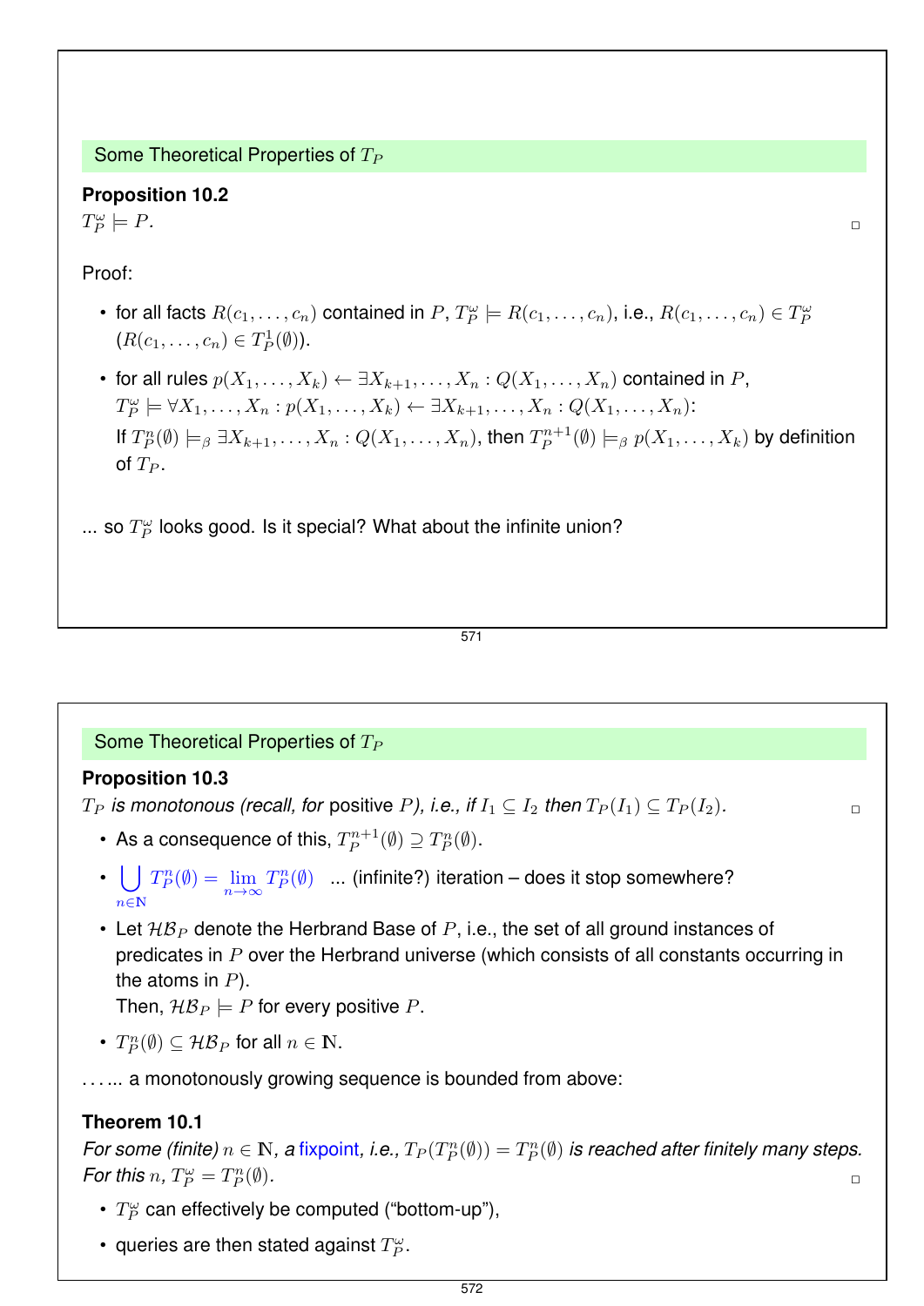## Some Theoretical Properties of $T_P$

**Proposition 10.2**
$T_P^\omega \models P$. □

Proof:

- for all facts $R(c_1, \ldots, c_n)$ contained in $P$, $T_P^\omega \models R(c_1, \ldots, c_n)$, i.e., $R(c_1, \ldots, c_n) \in T_P^\omega$ ($R(c_1, \ldots, c_n) \in T_P^1(\emptyset)$).
- for all rules $p(X_1, \ldots, X_k) \leftarrow \exists X_{k+1}, \ldots, X_n : Q(X_1, \ldots, X_n)$ contained in $P$, $T_P^\omega \models \forall X_1, \ldots, X_n : p(X_1, \ldots, X_k) \leftarrow \exists X_{k+1}, \ldots, X_n : Q(X_1, \ldots, X_n)$:
  If $T_P^n(\emptyset) \models_\beta \exists X_{k+1}, \ldots, X_n : Q(X_1, \ldots, X_n)$, then $T_P^{n+1}(\emptyset) \models_\beta p(X_1, \ldots, X_k)$ by definition of $T_P$.

... so $T_P^\omega$ looks good. Is it special? What about the infinite union?

## Some Theoretical Properties of $T_P$

**Proposition 10.3**
*$T_P$ is monotonous (recall, for* positive *$P$), i.e., if $I_1 \subseteq I_2$ then $T_P(I_1) \subseteq T_P(I_2)$.* □

- As a consequence of this, $T_P^{n+1}(\emptyset) \supseteq T_P^n(\emptyset)$.
- $\bigcup_{n \in \mathbb{N}} T_P^n(\emptyset) = \lim_{n \to \infty} T_P^n(\emptyset)$ ... (infinite?) iteration – does it stop somewhere?
- Let $\mathcal{HB}_P$ denote the Herbrand Base of $P$, i.e., the set of all ground instances of predicates in $P$ over the Herbrand universe (which consists of all constants occurring in the atoms in $P$).
  Then, $\mathcal{HB}_P \models P$ for every positive $P$.
- $T_P^n(\emptyset) \subseteq \mathcal{HB}_P$ for all $n \in \mathbb{N}$.

...... a monotonously growing sequence is bounded from above:

**Theorem 10.1**
*For some (finite) $n \in \mathbb{N}$, a fixpoint, i.e., $T_P(T_P^n(\emptyset)) = T_P^n(\emptyset)$ is reached after finitely many steps. For this $n$, $T_P^\omega = T_P^n(\emptyset)$.* □

- $T_P^\omega$ can effectively be computed ("bottom-up"),
- queries are then stated against $T_P^\omega$.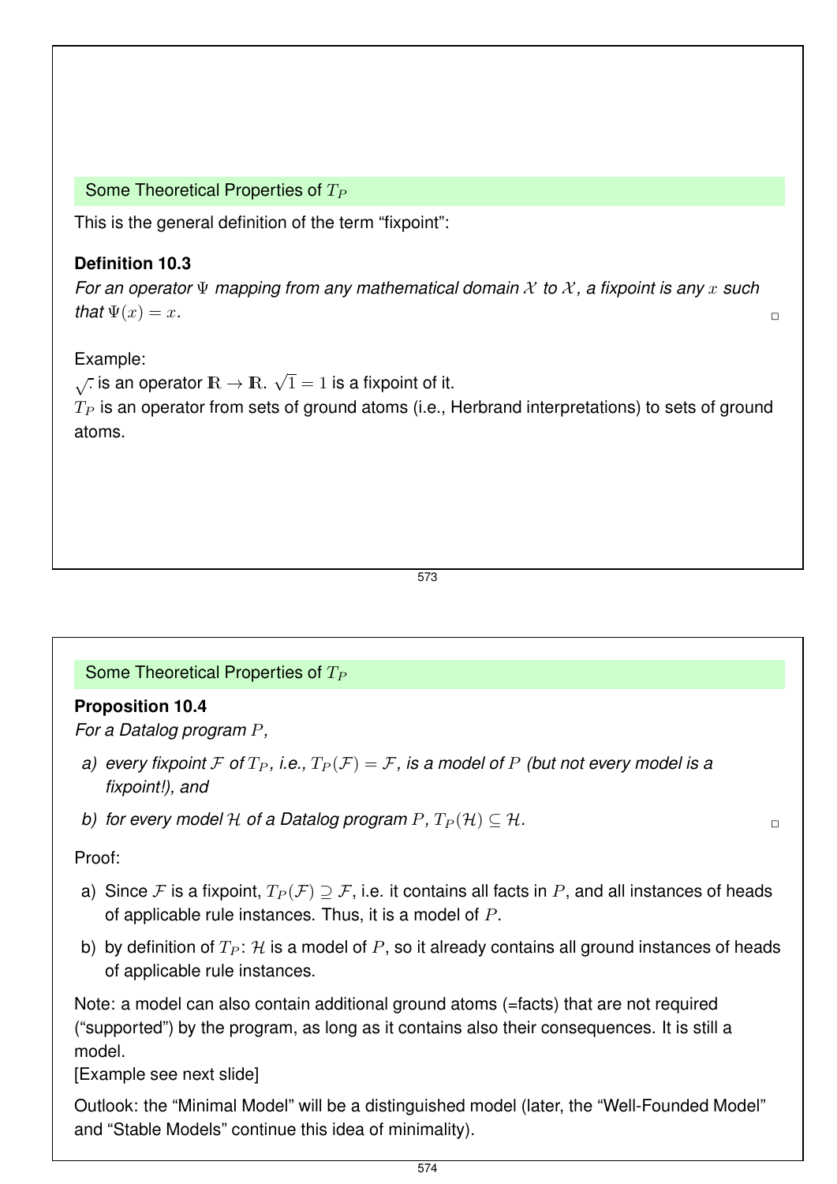## Some Theoretical Properties of $T_P$

This is the general definition of the term "fixpoint":

**Definition 10.3**

*For an operator $\Psi$ mapping from any mathematical domain $\mathcal{X}$ to $\mathcal{X}$, a fixpoint is any $x$ such that $\Psi(x) = x$.* □

Example:

$\sqrt{\cdot}$ is an operator $\mathbb{R} \to \mathbb{R}$. $\sqrt{1} = 1$ is a fixpoint of it.

$T_P$ is an operator from sets of ground atoms (i.e., Herbrand interpretations) to sets of ground atoms.

## Some Theoretical Properties of $T_P$

**Proposition 10.4**

*For a Datalog program $P$,*

a) *every fixpoint $\mathcal{F}$ of $T_P$, i.e., $T_P(\mathcal{F}) = \mathcal{F}$, is a model of $P$ (but not every model is a fixpoint!), and*

b) *for every model $\mathcal{H}$ of a Datalog program $P$, $T_P(\mathcal{H}) \subseteq \mathcal{H}$.* □

Proof:

a) Since $\mathcal{F}$ is a fixpoint, $T_P(\mathcal{F}) \supseteq \mathcal{F}$, i.e. it contains all facts in $P$, and all instances of heads of applicable rule instances. Thus, it is a model of $P$.

b) by definition of $T_P$: $\mathcal{H}$ is a model of $P$, so it already contains all ground instances of heads of applicable rule instances.

Note: a model can also contain additional ground atoms (=facts) that are not required ("supported") by the program, as long as it contains also their consequences. It is still a model.

[Example see next slide]

Outlook: the "Minimal Model" will be a distinguished model (later, the "Well-Founded Model" and "Stable Models" continue this idea of minimality).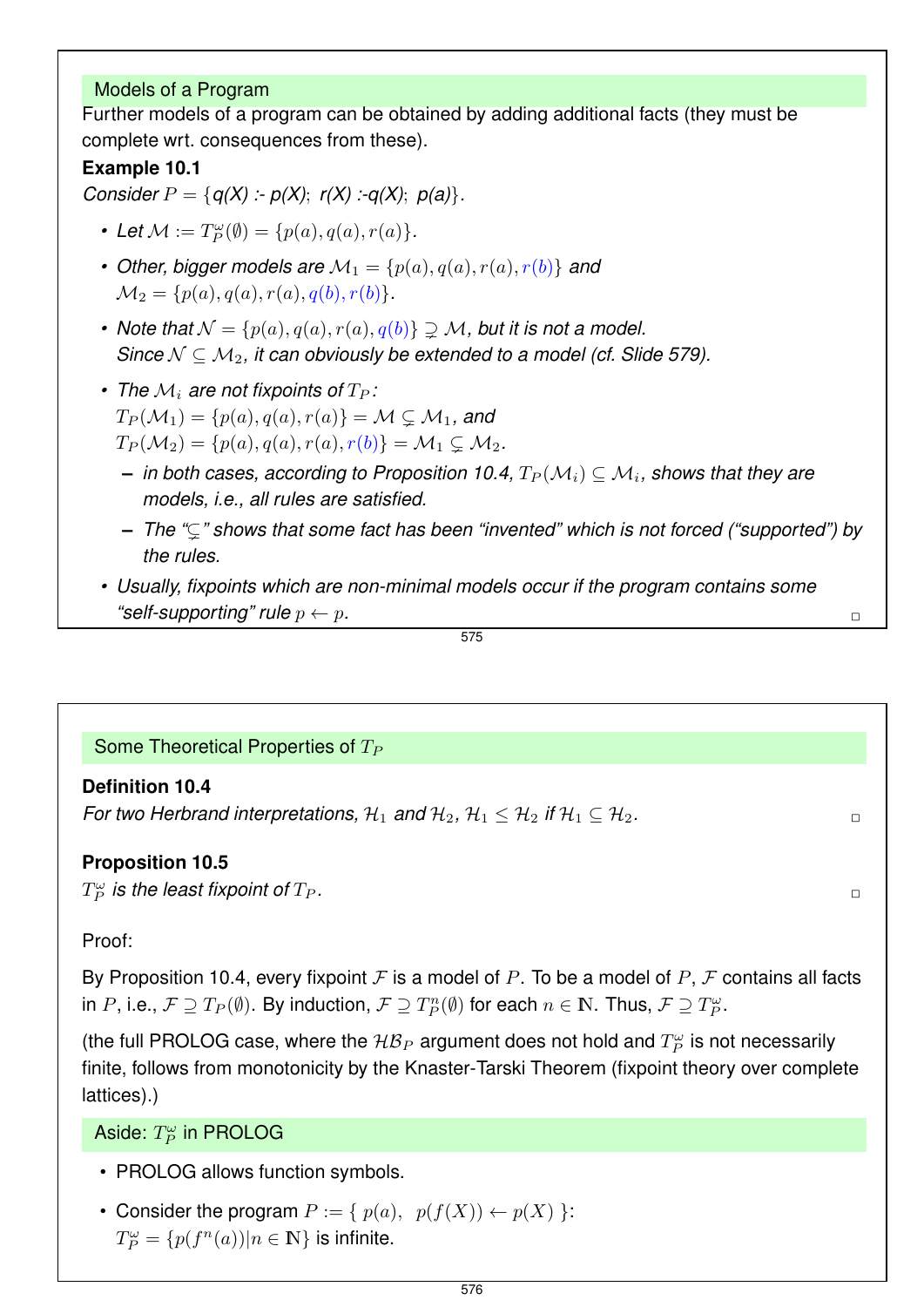## Models of a Program

Further models of a program can be obtained by adding additional facts (they must be complete wrt. consequences from these).

**Example 10.1**

*Consider $P = \{$q(X) :- p(X); r(X) :-q(X); p(a)$\}$.*

- *Let $\mathcal{M} := T_P^\omega(\emptyset) = \{p(a), q(a), r(a)\}$.*
- *Other, bigger models are $\mathcal{M}_1 = \{p(a), q(a), r(a), r(b)\}$ and $\mathcal{M}_2 = \{p(a), q(a), r(a), q(b), r(b)\}$.*
- *Note that $\mathcal{N} = \{p(a), q(a), r(a), q(b)\} \supsetneq \mathcal{M}$, but it is not a model. Since $\mathcal{N} \subseteq \mathcal{M}_2$, it can obviously be extended to a model (cf. Slide 579).*
- *The $\mathcal{M}_i$ are not fixpoints of $T_P$:*
  $T_P(\mathcal{M}_1) = \{p(a), q(a), r(a)\} = \mathcal{M} \subsetneq \mathcal{M}_1$, and
  $T_P(\mathcal{M}_2) = \{p(a), q(a), r(a), r(b)\} = \mathcal{M}_1 \subsetneq \mathcal{M}_2$.
  - *in both cases, according to Proposition 10.4, $T_P(\mathcal{M}_i) \subseteq \mathcal{M}_i$, shows that they are models, i.e., all rules are satisfied.*
  - *The "$\subsetneq$" shows that some fact has been "invented" which is not forced ("supported") by the rules.*
- *Usually, fixpoints which are non-minimal models occur if the program contains some "self-supporting" rule $p \leftarrow p$.*

## Some Theoretical Properties of $T_P$

**Definition 10.4**

*For two Herbrand interpretations, $\mathcal{H}_1$ and $\mathcal{H}_2$, $\mathcal{H}_1 \leq \mathcal{H}_2$ if $\mathcal{H}_1 \subseteq \mathcal{H}_2$.*

**Proposition 10.5**

*$T_P^\omega$ is the least fixpoint of $T_P$.*

Proof:

By Proposition 10.4, every fixpoint $\mathcal{F}$ is a model of $P$. To be a model of $P$, $\mathcal{F}$ contains all facts in $P$, i.e., $\mathcal{F} \supseteq T_P(\emptyset)$. By induction, $\mathcal{F} \supseteq T_P^n(\emptyset)$ for each $n \in \mathbb{N}$. Thus, $\mathcal{F} \supseteq T_P^\omega$.

(the full PROLOG case, where the $\mathcal{HB}_P$ argument does not hold and $T_P^\omega$ is not necessarily finite, follows from monotonicity by the Knaster-Tarski Theorem (fixpoint theory over complete lattices).)

## Aside: $T_P^\omega$ in PROLOG

- PROLOG allows function symbols.
- Consider the program $P := \{\ p(a),\ \ p(f(X)) \leftarrow p(X)\ \}$:
  $T_P^\omega = \{p(f^n(a)) | n \in \mathbb{N}\}$ is infinite.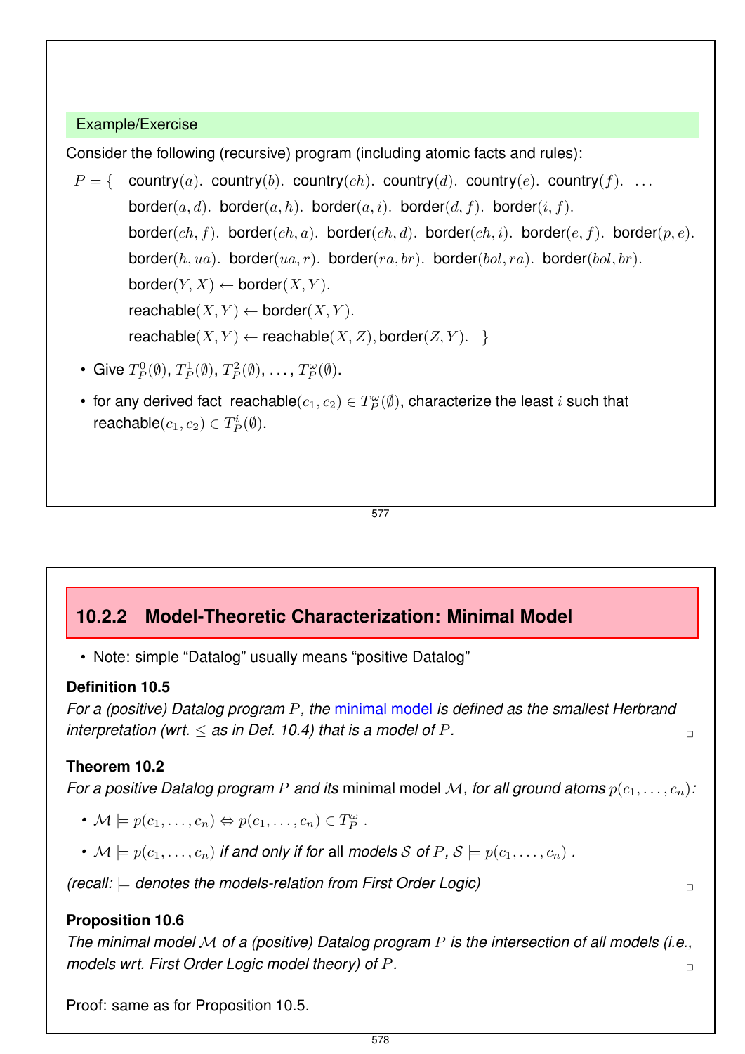Example/Exercise

Consider the following (recursive) program (including atomic facts and rules):

$P = \{$ country($a$). country($b$). country($ch$). country($d$). country($e$). country($f$). ...
border($a, d$). border($a, h$). border($a, i$). border($d, f$). border($i, f$).
border($ch, f$). border($ch, a$). border($ch, d$). border($ch, i$). border($e, f$). border($p, e$).
border($h, ua$). border($ua, r$). border($ra, br$). border($bol, ra$). border($bol, br$).
border($Y, X$) $\leftarrow$ border($X, Y$).
reachable($X, Y$) $\leftarrow$ border($X, Y$).
reachable($X, Y$) $\leftarrow$ reachable($X, Z$), border($Z, Y$). $\}$

- Give $T_P^0(\emptyset)$, $T_P^1(\emptyset)$, $T_P^2(\emptyset)$, ..., $T_P^\omega(\emptyset)$.
- for any derived fact reachable($c_1, c_2$) $\in T_P^\omega(\emptyset)$, characterize the least $i$ such that reachable($c_1, c_2$) $\in T_P^i(\emptyset)$.

## 10.2.2 Model-Theoretic Characterization: Minimal Model

- Note: simple "Datalog" usually means "positive Datalog"

**Definition 10.5**

*For a (positive) Datalog program $P$, the minimal model is defined as the smallest Herbrand interpretation (wrt. $\leq$ as in Def. 10.4) that is a model of $P$.* □

**Theorem 10.2**

*For a positive Datalog program $P$ and its minimal model $\mathcal{M}$, for all ground atoms $p(c_1, \ldots, c_n)$:*

- $\mathcal{M} \models p(c_1, \ldots, c_n) \Leftrightarrow p(c_1, \ldots, c_n) \in T_P^\omega$ .
- $\mathcal{M} \models p(c_1, \ldots, c_n)$ *if and only if for all models $\mathcal{S}$ of $P$, $\mathcal{S} \models p(c_1, \ldots, c_n)$* .

*(recall: $\models$ denotes the models-relation from First Order Logic)* □

**Proposition 10.6**

*The minimal model $\mathcal{M}$ of a (positive) Datalog program $P$ is the intersection of all models (i.e., models wrt. First Order Logic model theory) of $P$.* □

Proof: same as for Proposition 10.5.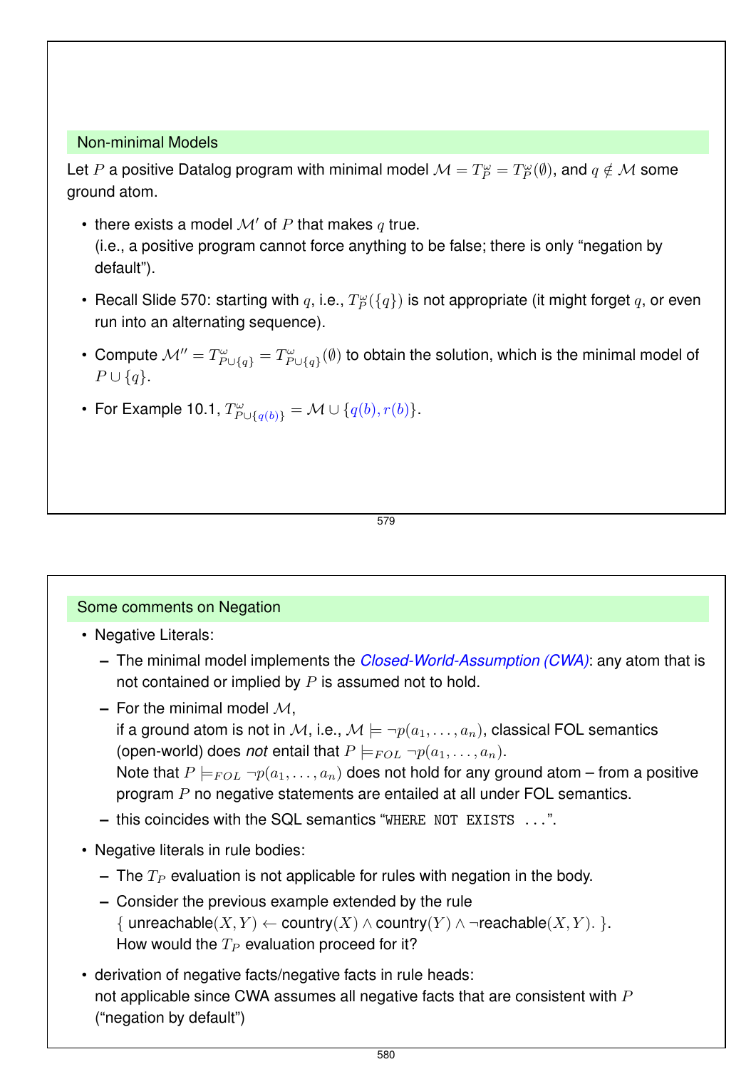## Non-minimal Models

Let $P$ a positive Datalog program with minimal model $\mathcal{M} = T_P^\omega = T_P^\omega(\emptyset)$, and $q \notin \mathcal{M}$ some ground atom.

- there exists a model $\mathcal{M}'$ of $P$ that makes $q$ true.
  (i.e., a positive program cannot force anything to be false; there is only "negation by default").
- Recall Slide 570: starting with $q$, i.e., $T_P^\omega(\{q\})$ is not appropriate (it might forget $q$, or even run into an alternating sequence).
- Compute $\mathcal{M}'' = T_{P\cup\{q\}}^\omega = T_{P\cup\{q\}}^\omega(\emptyset)$ to obtain the solution, which is the minimal model of $P \cup \{q\}$.
- For Example 10.1, $T_{P\cup\{q(b)\}}^\omega = \mathcal{M} \cup \{q(b), r(b)\}$.

## Some comments on Negation

- Negative Literals:
  - The minimal model implements the *Closed-World-Assumption (CWA)*: any atom that is not contained or implied by $P$ is assumed not to hold.
  - For the minimal model $\mathcal{M}$,
    if a ground atom is not in $\mathcal{M}$, i.e., $\mathcal{M} \models \neg p(a_1, \ldots, a_n)$, classical FOL semantics (open-world) does *not* entail that $P \models_{FOL} \neg p(a_1, \ldots, a_n)$.
    Note that $P \models_{FOL} \neg p(a_1, \ldots, a_n)$ does not hold for any ground atom – from a positive program $P$ no negative statements are entailed at all under FOL semantics.
  - this coincides with the SQL semantics "`WHERE NOT EXISTS ...`".
- Negative literals in rule bodies:
  - The $T_P$ evaluation is not applicable for rules with negation in the body.
  - Consider the previous example extended by the rule
    $\{$ unreachable$(X,Y) \leftarrow$ country$(X) \wedge$ country$(Y) \wedge \neg$reachable$(X,Y)$. $\}$.
    How would the $T_P$ evaluation proceed for it?
- derivation of negative facts/negative facts in rule heads:
  not applicable since CWA assumes all negative facts that are consistent with $P$ ("negation by default")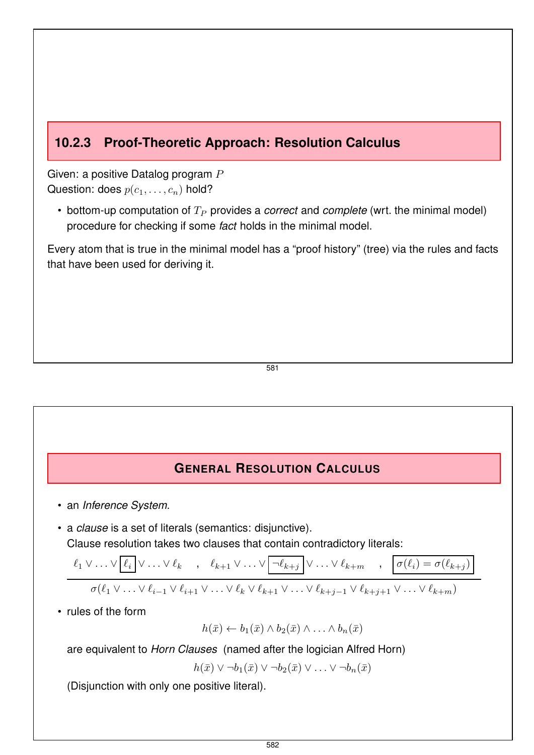### 10.2.3 Proof-Theoretic Approach: Resolution Calculus

Given: a positive Datalog program $P$
Question: does $p(c_1, \ldots, c_n)$ hold?

- bottom-up computation of $T_P$ provides a *correct* and *complete* (wrt. the minimal model) procedure for checking if some *fact* holds in the minimal model.

Every atom that is true in the minimal model has a "proof history" (tree) via the rules and facts that have been used for deriving it.

## General Resolution Calculus

- an *Inference System*.
- a *clause* is a set of literals (semantics: disjunctive).
  Clause resolution takes two clauses that contain contradictory literals:

$$\frac{\ell_1 \vee \ldots \vee \boxed{\ell_i} \vee \ldots \vee \ell_k \quad , \quad \ell_{k+1} \vee \ldots \vee \boxed{\neg \ell_{k+j}} \vee \ldots \vee \ell_{k+m} \quad , \quad \boxed{\sigma(\ell_i) = \sigma(\ell_{k+j})}}{\sigma(\ell_1 \vee \ldots \vee \ell_{i-1} \vee \ell_{i+1} \vee \ldots \vee \ell_k \vee \ell_{k+1} \vee \ldots \vee \ell_{k+j-1} \vee \ell_{k+j+1} \vee \ldots \vee \ell_{k+m})}$$

- rules of the form

$$h(\bar{x}) \leftarrow b_1(\bar{x}) \wedge b_2(\bar{x}) \wedge \ldots \wedge b_n(\bar{x})$$

  are equivalent to *Horn Clauses* (named after the logician Alfred Horn)

$$h(\bar{x}) \vee \neg b_1(\bar{x}) \vee \neg b_2(\bar{x}) \vee \ldots \vee \neg b_n(\bar{x})$$

  (Disjunction with only one positive literal).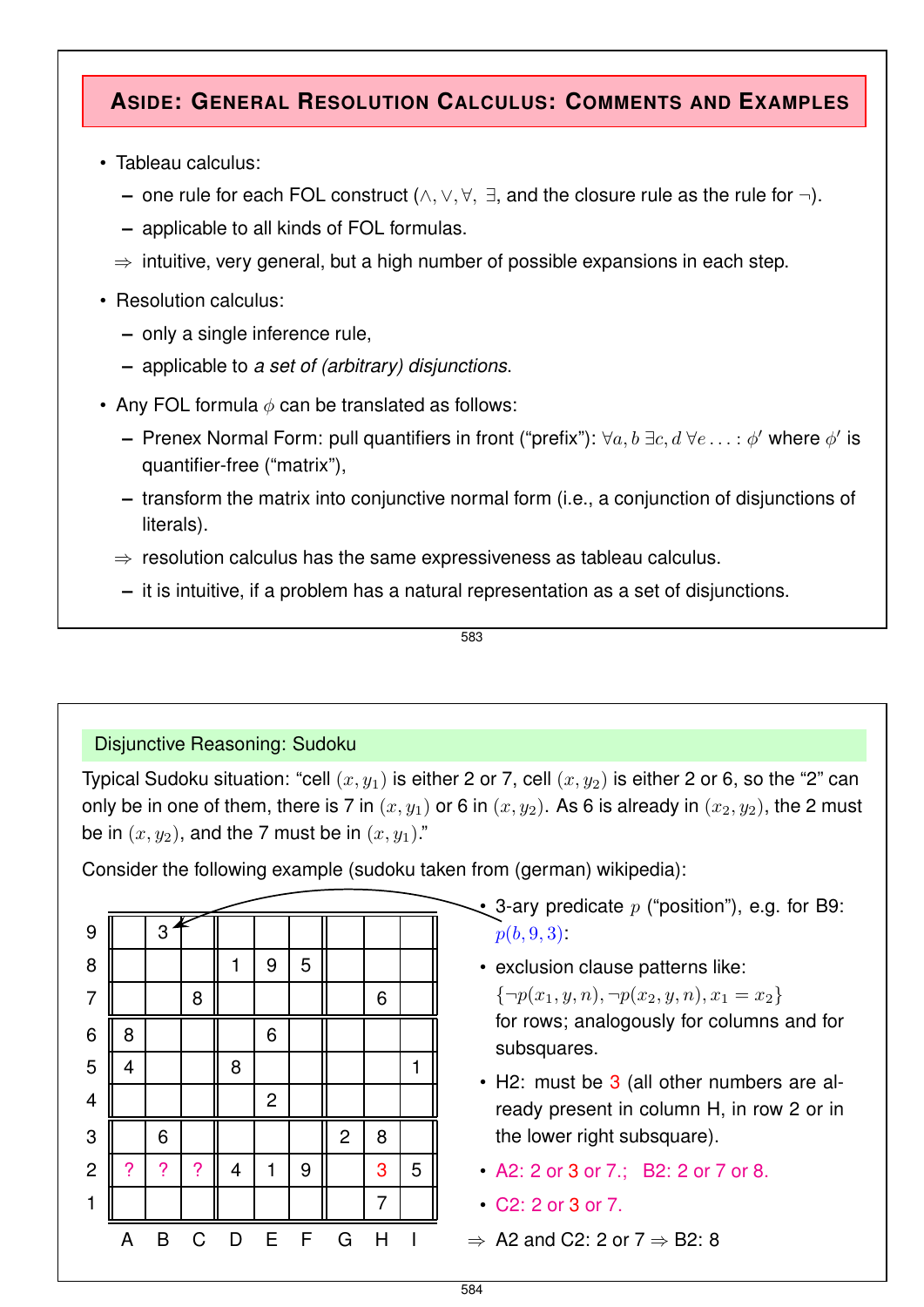## Aside: General Resolution Calculus: Comments and Examples

- Tableau calculus:
  - one rule for each FOL construct ($\wedge, \vee, \forall, \exists$, and the closure rule as the rule for $\neg$).
  - applicable to all kinds of FOL formulas.
  
  $\Rightarrow$ intuitive, very general, but a high number of possible expansions in each step.
- Resolution calculus:
  - only a single inference rule,
  - applicable to *a set of (arbitrary) disjunctions*.
- Any FOL formula $\phi$ can be translated as follows:
  - Prenex Normal Form: pull quantifiers in front ("prefix"): $\forall a, b\, \exists c, d\, \forall e \ldots : \phi'$ where $\phi'$ is quantifier-free ("matrix"),
  - transform the matrix into conjunctive normal form (i.e., a conjunction of disjunctions of literals).
  
  $\Rightarrow$ resolution calculus has the same expressiveness as tableau calculus.
  - it is intuitive, if a problem has a natural representation as a set of disjunctions.

### Disjunctive Reasoning: Sudoku

Typical Sudoku situation: "cell $(x, y_1)$ is either 2 or 7, cell $(x, y_2)$ is either 2 or 6, so the "2" can only be in one of them, there is 7 in $(x, y_1)$ or 6 in $(x, y_2)$. As 6 is already in $(x_2, y_2)$, the 2 must be in $(x, y_2)$, and the 7 must be in $(x, y_1)$."

Consider the following example (sudoku taken from (german) wikipedia):

|   | A | B | C | D | E | F | G | H | I |
|---|---|---|---|---|---|---|---|---|---|
| 9 |   | 3 |   |   |   |   |   |   |   |
| 8 |   |   |   | 1 | 9 | 5 |   |   |   |
| 7 |   |   | 8 |   |   |   |   | 6 |   |
| 6 | 8 |   |   |   | 6 |   |   |   |   |
| 5 | 4 |   |   | 8 |   |   |   |   | 1 |
| 4 |   |   |   |   | 2 |   |   |   |   |
| 3 |   | 6 |   |   |   |   | 2 | 8 |   |
| 2 | ? | ? | ? | 4 | 1 | 9 |   | 3 | 5 |
| 1 |   |   |   |   |   |   |   | 7 |   |

- 3-ary predicate $p$ ("position"), e.g. for B9: $p(b, 9, 3)$:
- exclusion clause patterns like: $\{\neg p(x_1, y, n), \neg p(x_2, y, n), x_1 = x_2\}$ for rows; analogously for columns and for subsquares.
- H2: must be 3 (all other numbers are already present in column H, in row 2 or in the lower right subsquare).
- A2: 2 or 3 or 7.; B2: 2 or 7 or 8.
- C2: 2 or 3 or 7.

$\Rightarrow$ A2 and C2: 2 or 7 $\Rightarrow$ B2: 8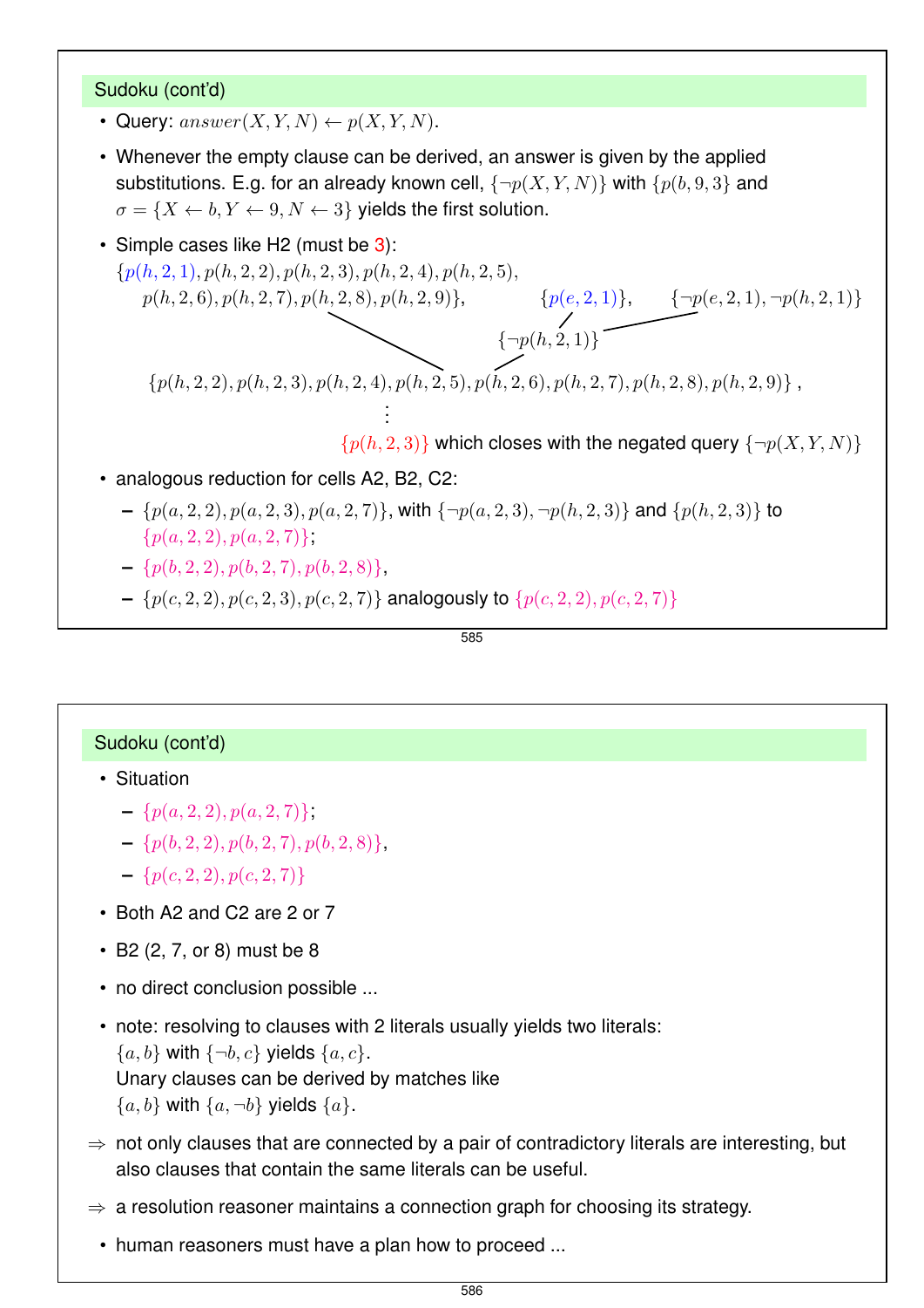## Sudoku (cont'd)

- Query: $answer(X, Y, N) \leftarrow p(X, Y, N)$.
- Whenever the empty clause can be derived, an answer is given by the applied substitutions. E.g. for an already known cell, $\{\neg p(X, Y, N)\}$ with $\{p(b, 9, 3\}$ and $\sigma = \{X \leftarrow b, Y \leftarrow 9, N \leftarrow 3\}$ yields the first solution.
- Simple cases like H2 (must be 3):

$$\{p(h,2,1), p(h,2,2), p(h,2,3), p(h,2,4), p(h,2,5), p(h,2,6), p(h,2,7), p(h,2,8), p(h,2,9)\}, \quad \{p(e,2,1)\}, \quad \{\neg p(e,2,1), \neg p(h,2,1)\}$$

$$\{\neg p(h,2,1)\}$$

$$\{p(h,2,2), p(h,2,3), p(h,2,4), p(h,2,5), p(h,2,6), p(h,2,7), p(h,2,8), p(h,2,9)\},$$

$$\vdots$$

$\{p(h, 2, 3)\}$ which closes with the negated query $\{\neg p(X, Y, N)\}$

- analogous reduction for cells A2, B2, C2:
  - $\{p(a, 2, 2), p(a, 2, 3), p(a, 2, 7)\}$, with $\{\neg p(a, 2, 3), \neg p(h, 2, 3)\}$ and $\{p(h, 2, 3)\}$ to $\{p(a, 2, 2), p(a, 2, 7)\}$;
  - $\{p(b, 2, 2), p(b, 2, 7), p(b, 2, 8)\}$,
  - $\{p(c, 2, 2), p(c, 2, 3), p(c, 2, 7)\}$ analogously to $\{p(c, 2, 2), p(c, 2, 7)\}$

## Sudoku (cont'd)

- Situation
  - $\{p(a, 2, 2), p(a, 2, 7)\}$;
  - $\{p(b, 2, 2), p(b, 2, 7), p(b, 2, 8)\}$,
  - $\{p(c, 2, 2), p(c, 2, 7)\}$
- Both A2 and C2 are 2 or 7
- B2 (2, 7, or 8) must be 8
- no direct conclusion possible ...
- note: resolving to clauses with 2 literals usually yields two literals:
  $\{a, b\}$ with $\{\neg b, c\}$ yields $\{a, c\}$.
  Unary clauses can be derived by matches like
  $\{a, b\}$ with $\{a, \neg b\}$ yields $\{a\}$.

⇒ not only clauses that are connected by a pair of contradictory literals are interesting, but also clauses that contain the same literals can be useful.

⇒ a resolution reasoner maintains a connection graph for choosing its strategy.

- human reasoners must have a plan how to proceed ...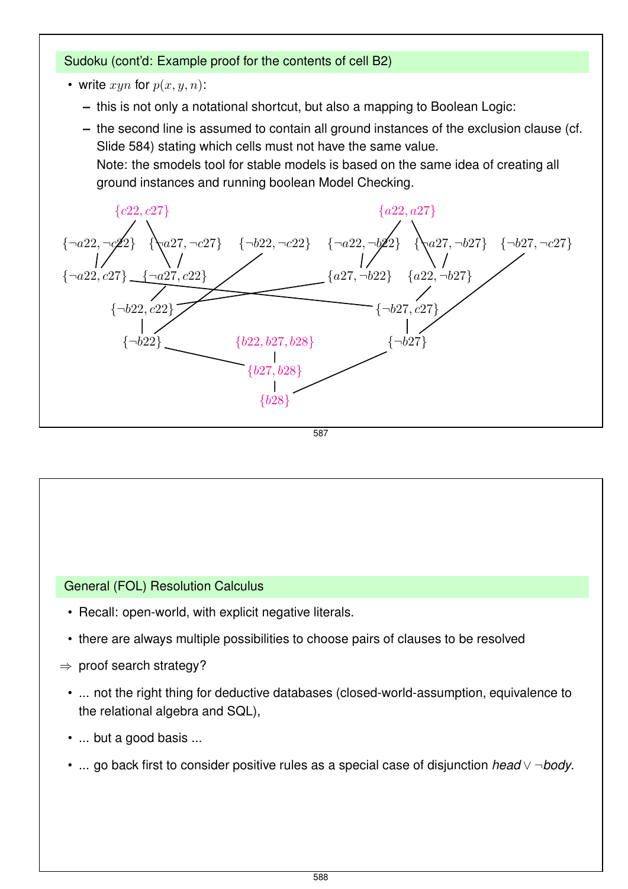## Sudoku (cont'd: Example proof for the contents of cell B2)

- write $xyn$ for $p(x,y,n)$:
  - this is not only a notational shortcut, but also a mapping to Boolean Logic:
  - the second line is assumed to contain all ground instances of the exclusion clause (cf. Slide 584) stating which cells must not have the same value.
    Note: the smodels tool for stable models is based on the same idea of creating all ground instances and running boolean Model Checking.

$\{c22, c27\}$ $\quad$ $\{a22, a27\}$

$\{\neg a22, \neg c22\}$ $\{\neg a27, \neg c27\}$ $\{\neg b22, \neg c22\}$ $\{\neg a22, \neg b22\}$ $\{\neg a27, \neg b27\}$ $\{\neg b27, \neg c27\}$

$\{\neg a22, c27\}$ $\{\neg a27, c22\}$ $\{a27, \neg b22\}$ $\{a22, \neg b27\}$

$\{\neg b22, c22\}$ $\{\neg b27, c27\}$

$\{\neg b22\}$ $\{b22, b27, b28\}$ $\{\neg b27\}$

$\{b27, b28\}$

$\{b28\}$

## General (FOL) Resolution Calculus

- Recall: open-world, with explicit negative literals.
- there are always multiple possibilities to choose pairs of clauses to be resolved

⇒ proof search strategy?

- ... not the right thing for deductive databases (closed-world-assumption, equivalence to the relational algebra and SQL),
- ... but a good basis ...
- ... go back first to consider positive rules as a special case of disjunction *head* $\vee$ $\neg$*body*.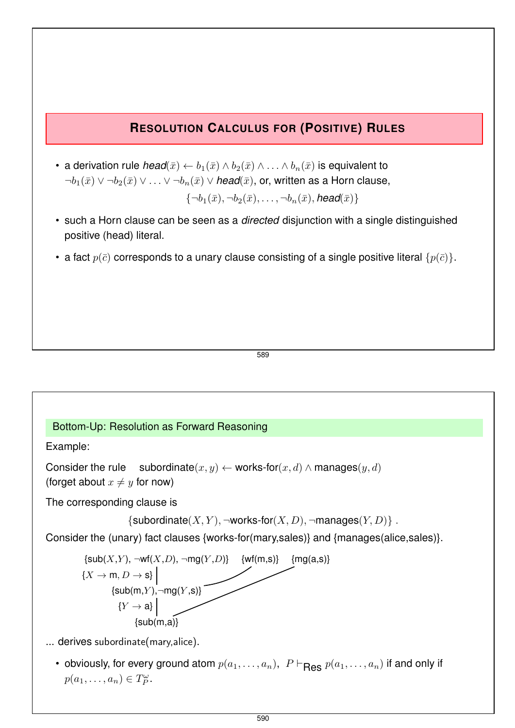## Resolution Calculus for (Positive) Rules

- a derivation rule *head*$(\bar{x}) \leftarrow b_1(\bar{x}) \wedge b_2(\bar{x}) \wedge \ldots \wedge b_n(\bar{x})$ is equivalent to $\neg b_1(\bar{x}) \vee \neg b_2(\bar{x}) \vee \ldots \vee \neg b_n(\bar{x}) \vee$ *head*$(\bar{x})$, or, written as a Horn clause,

$$\{\neg b_1(\bar{x}), \neg b_2(\bar{x}), \ldots, \neg b_n(\bar{x}), \textit{head}(\bar{x})\}$$

- such a Horn clause can be seen as a *directed* disjunction with a single distinguished positive (head) literal.
- a fact $p(\bar{c})$ corresponds to a unary clause consisting of a single positive literal $\{p(\bar{c})\}$.

### Bottom-Up: Resolution as Forward Reasoning

Example:

Consider the rule subordinate$(x, y) \leftarrow$ works-for$(x, d) \wedge$ manages$(y, d)$
(forget about $x \neq y$ for now)

The corresponding clause is

$$\{\text{subordinate}(X, Y), \neg\text{works-for}(X, D), \neg\text{manages}(Y, D)\} .$$

Consider the (unary) fact clauses {works-for(mary,sales)} and {manages(alice,sales)}.

```
{sub(X,Y), ¬wf(X,D), ¬mg(Y,D)}    {wf(m,s)}    {mg(a,s)}
{X → m, D → s} |
   {sub(m,Y),¬mg(Y,s)}
      {Y → a} |
         {sub(m,a)}
```

... derives subordinate(mary,alice).

- obviously, for every ground atom $p(a_1, \ldots, a_n)$, $P \vdash_{\text{Res}} p(a_1, \ldots, a_n)$ if and only if $p(a_1, \ldots, a_n) \in T_P^\omega$.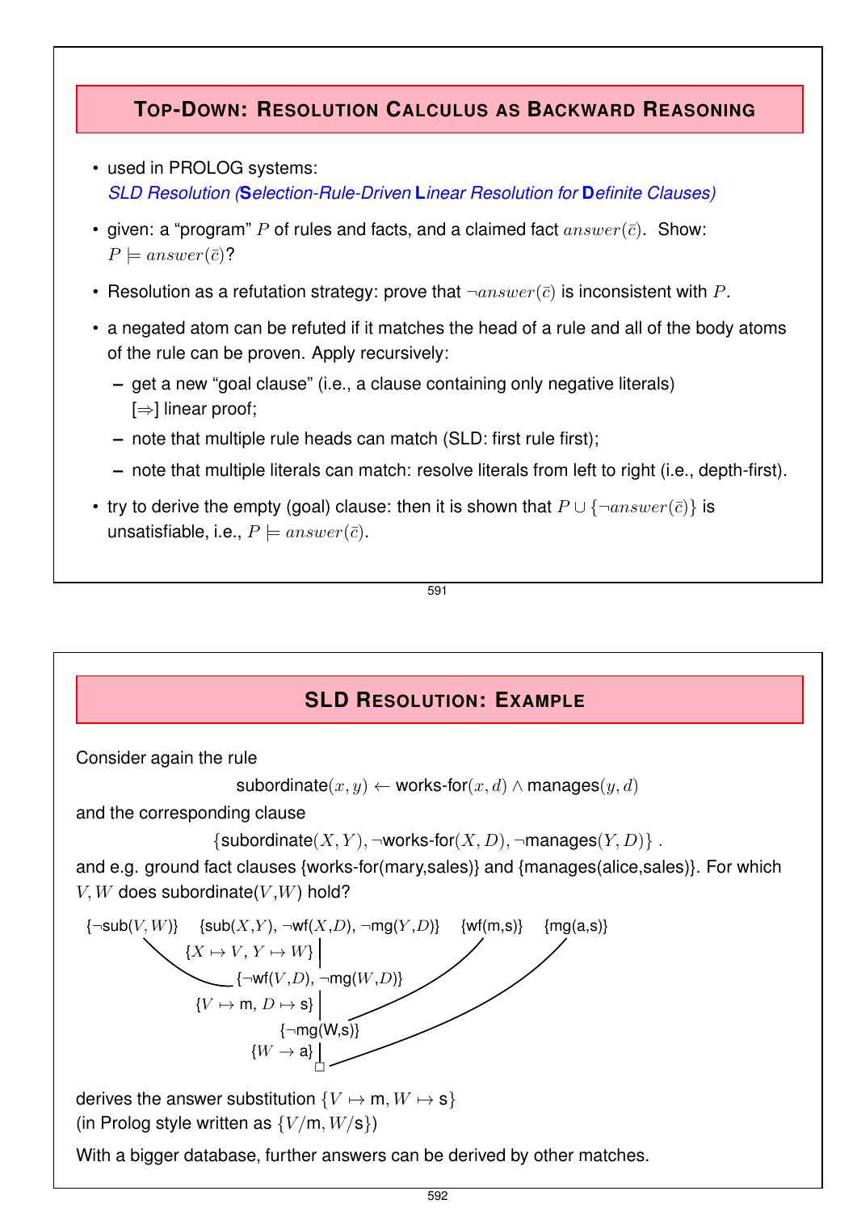## Top-Down: Resolution Calculus as Backward Reasoning

- used in PROLOG systems:
  *SLD Resolution (**S**election-Rule-Driven **L**inear Resolution for **D**efinite Clauses)*
- given: a "program" $P$ of rules and facts, and a claimed fact $answer(\bar{c})$. Show: $P \models answer(\bar{c})$?
- Resolution as a refutation strategy: prove that $\neg answer(\bar{c})$ is inconsistent with $P$.
- a negated atom can be refuted if it matches the head of a rule and all of the body atoms of the rule can be proven. Apply recursively:
  - get a new "goal clause" (i.e., a clause containing only negative literals) [$\Rightarrow$] linear proof;
  - note that multiple rule heads can match (SLD: first rule first);
  - note that multiple literals can match: resolve literals from left to right (i.e., depth-first).
- try to derive the empty (goal) clause: then it is shown that $P \cup \{\neg answer(\bar{c})\}$ is unsatisfiable, i.e., $P \models answer(\bar{c})$.

## SLD Resolution: Example

Consider again the rule

$$\text{subordinate}(x, y) \leftarrow \text{works-for}(x, d) \wedge \text{manages}(y, d)$$

and the corresponding clause

$$\{\text{subordinate}(X, Y), \neg\text{works-for}(X, D), \neg\text{manages}(Y, D)\} .$$

and e.g. ground fact clauses {works-for(mary,sales)} and {manages(alice,sales)}. For which $V, W$ does subordinate($V$,$W$) hold?

{¬sub($V, W$)}    {sub($X$,$Y$), ¬wf($X$,$D$), ¬mg($Y$,$D$)}    {wf(m,s)}    {mg(a,s)}

$\{X \mapsto V,\ Y \mapsto W\}$

{¬wf($V$,$D$), ¬mg($W$,$D$)}

$\{V \mapsto$ m, $D \mapsto$ s$\}$

{¬mg(W,s)}

$\{W \rightarrow$ a$\}$

□

derives the answer substitution $\{V \mapsto \text{m}, W \mapsto \text{s}\}$
(in Prolog style written as $\{V/\text{m}, W/\text{s}\}$)

With a bigger database, further answers can be derived by other matches.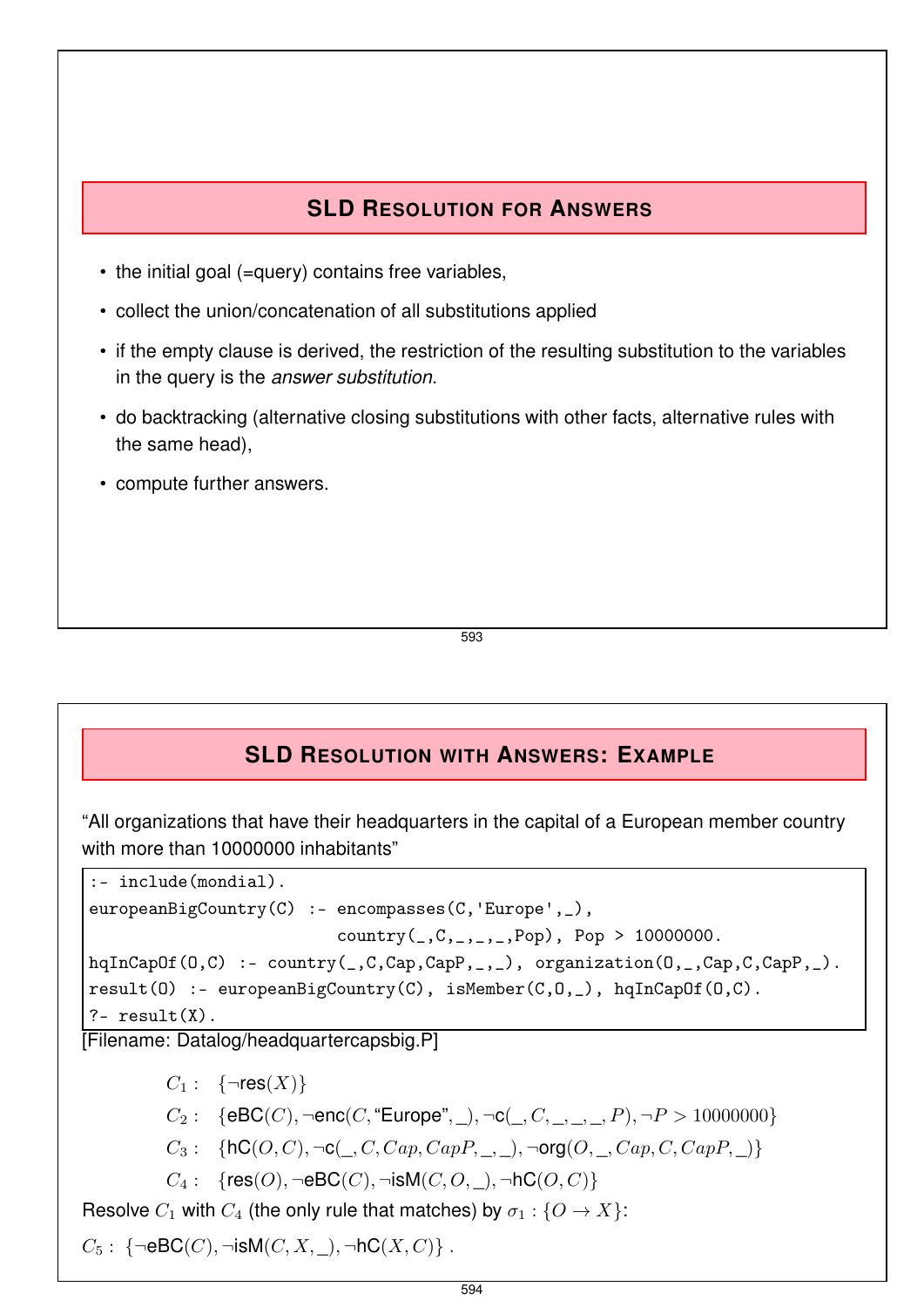## SLD Resolution for Answers

- the initial goal (=query) contains free variables,
- collect the union/concatenation of all substitutions applied
- if the empty clause is derived, the restriction of the resulting substitution to the variables in the query is the *answer substitution*.
- do backtracking (alternative closing substitutions with other facts, alternative rules with the same head),
- compute further answers.

## SLD Resolution with Answers: Example

"All organizations that have their headquarters in the capital of a European member country with more than 10000000 inhabitants"

```
:- include(mondial).
europeanBigCountry(C) :- encompasses(C,'Europe',_),
                         country(_,C,_,_,_,Pop), Pop > 10000000.
hqInCapOf(O,C) :- country(_,C,Cap,CapP,_,_), organization(O,_,Cap,C,CapP,_).
result(O) :- europeanBigCountry(C), isMember(C,O,_), hqInCapOf(O,C).
?- result(X).
```

[Filename: Datalog/headquartercapsbig.P]

$C_1$ : $\{\neg\text{res}(X)\}$

$C_2$ : $\{\text{eBC}(C), \neg\text{enc}(C, \text{“Europe”}, \_), \neg\text{c}(\_, C, \_, \_, \_, P), \neg P > 10000000\}$

$C_3$ : $\{\text{hC}(O, C), \neg\text{c}(\_, C, Cap, CapP, \_, \_), \neg\text{org}(O, \_, Cap, C, CapP, \_)\}$

$C_4$ : $\{\text{res}(O), \neg\text{eBC}(C), \neg\text{isM}(C, O, \_), \neg\text{hC}(O, C)\}$

Resolve $C_1$ with $C_4$ (the only rule that matches) by $\sigma_1 : \{O \to X\}$:

$C_5$ : $\{\neg\text{eBC}(C), \neg\text{isM}(C, X, \_), \neg\text{hC}(X, C)\}$ .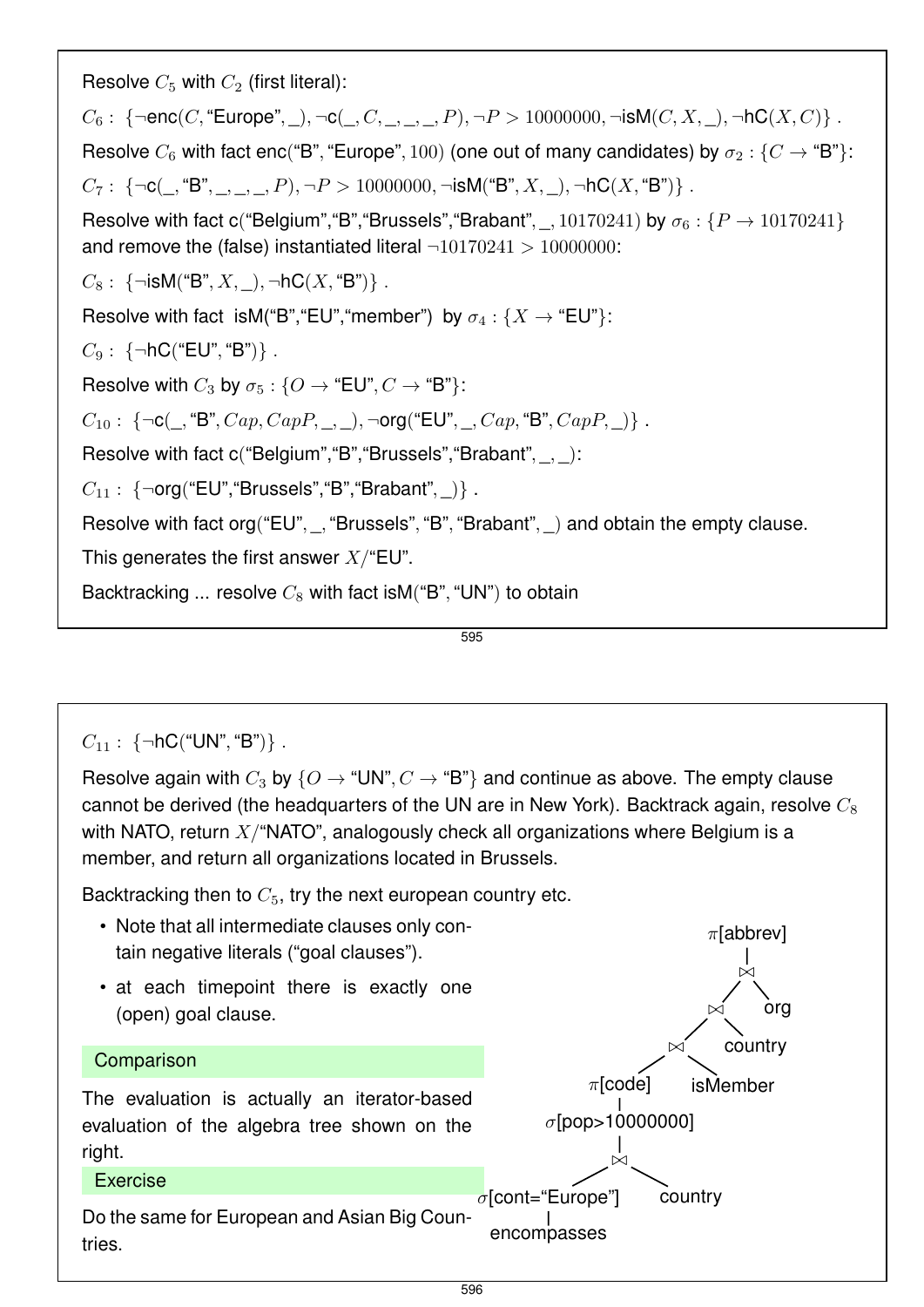Resolve $C_5$ with $C_2$ (first literal):

$C_6$ : $\{\neg\text{enc}(C, \text{“Europe”}, \_), \neg\text{c}(\_, C, \_, \_, \_, P), \neg P > 10000000, \neg\text{isM}(C, X, \_), \neg\text{hC}(X, C)\}$ .

Resolve $C_6$ with fact enc(“B”, “Europe”, 100) (one out of many candidates) by $\sigma_2 : \{C \rightarrow \text{“B”}\}$:

$C_7$ : $\{\neg\text{c}(\_, \text{“B”}, \_, \_, \_, P), \neg P > 10000000, \neg\text{isM}(\text{“B”}, X, \_), \neg\text{hC}(X, \text{“B”})\}$ .

Resolve with fact c(“Belgium”,“B”,“Brussels”,“Brabant”, _, 10170241) by $\sigma_6 : \{P \rightarrow 10170241\}$ and remove the (false) instantiated literal $\neg 10170241 > 10000000$:

$C_8$ : $\{\neg\text{isM}(\text{“B”}, X, \_), \neg\text{hC}(X, \text{“B”})\}$ .

Resolve with fact isM(“B”,“EU”,“member”) by $\sigma_4 : \{X \rightarrow \text{“EU”}\}$:

$C_9$ : $\{\neg\text{hC}(\text{“EU”}, \text{“B”})\}$ .

Resolve with $C_3$ by $\sigma_5 : \{O \rightarrow \text{“EU”}, C \rightarrow \text{“B”}\}$:

$C_{10}$ : $\{\neg\text{c}(\_, \text{“B”}, Cap, CapP, \_, \_), \neg\text{org}(\text{“EU”}, \_, Cap, \text{“B”}, CapP, \_)\}$ .

Resolve with fact c(“Belgium”,“B”,“Brussels”,“Brabant”, _, _):

$C_{11}$ : $\{\neg\text{org}(\text{“EU”}, \text{“Brussels”}, \text{“B”}, \text{“Brabant”}, \_)\}$ .

Resolve with fact org(“EU”, _, “Brussels”, “B”, “Brabant”, _) and obtain the empty clause.

This generates the first answer $X$/“EU”.

Backtracking ... resolve $C_8$ with fact isM(“B”, “UN”) to obtain

$C_{11}$ : $\{\neg\text{hC}(\text{“UN”}, \text{“B”})\}$ .

Resolve again with $C_3$ by $\{O \rightarrow \text{“UN”}, C \rightarrow \text{“B”}\}$ and continue as above. The empty clause cannot be derived (the headquarters of the UN are in New York). Backtrack again, resolve $C_8$ with NATO, return $X$/“NATO”, analogously check all organizations where Belgium is a member, and return all organizations located in Brussels.

Backtracking then to $C_5$, try the next european country etc.

- Note that all intermediate clauses only contain negative literals (“goal clauses”).
- at each timepoint there is exactly one (open) goal clause.

**Comparison**

The evaluation is actually an iterator-based evaluation of the algebra tree shown on the right.

```
π[abbrev]
  |
  ⋈
  ├── ⋈
  │   ├── ⋈
  │   │   ├── π[code]
  │   │   │     |
  │   │   │   σ[pop>10000000]
  │   │   │     |
  │   │   │     ⋈
  │   │   │     ├── σ[cont="Europe"]
  │   │   │     │     |
  │   │   │     │   encompasses
  │   │   │     └── country
  │   │   └── isMember
  │   └── country
  └── org
```

**Exercise**

Do the same for European and Asian Big Countries.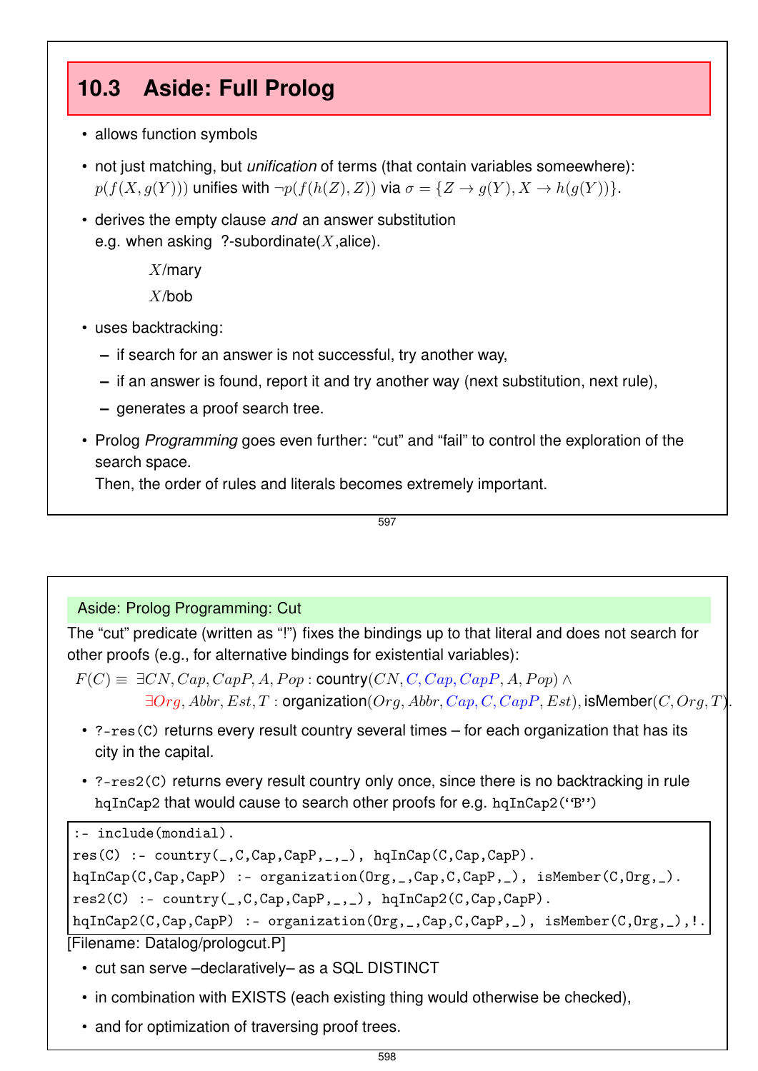## 10.3 Aside: Full Prolog

- allows function symbols
- not just matching, but *unification* of terms (that contain variables someewhere): $p(f(X, g(Y)))$ unifies with $\neg p(f(h(Z), Z))$ via $\sigma = \{Z \rightarrow g(Y), X \rightarrow h(g(Y))\}$.
- derives the empty clause *and* an answer substitution
  e.g. when asking ?-subordinate($X$,alice).

  $X$/mary

  $X$/bob
- uses backtracking:
  - if search for an answer is not successful, try another way,
  - if an answer is found, report it and try another way (next substitution, next rule),
  - generates a proof search tree.
- Prolog *Programming* goes even further: "cut" and "fail" to control the exploration of the search space.
  Then, the order of rules and literals becomes extremely important.

### Aside: Prolog Programming: Cut

The "cut" predicate (written as "!") fixes the bindings up to that literal and does not search for other proofs (e.g., for alternative bindings for existential variables):

$$F(C) \equiv \exists CN, Cap, CapP, A, Pop : \text{country}(CN, C, Cap, CapP, A, Pop) \wedge \exists Org, Abbr, Est, T : \text{organization}(Org, Abbr, Cap, C, CapP, Est), \text{isMember}(C, Org, T).$$

- `?-res(C)` returns every result country several times – for each organization that has its city in the capital.
- `?-res2(C)` returns every result country only once, since there is no backtracking in rule `hqInCap2` that would cause to search other proofs for e.g. `hqInCap2(‘‘B’’)`

```
:- include(mondial).
res(C) :- country(_,C,Cap,CapP,_,_), hqInCap(C,Cap,CapP).
hqInCap(C,Cap,CapP) :- organization(Org,_,Cap,C,CapP,_), isMember(C,Org,_).
res2(C) :- country(_,C,Cap,CapP,_,_), hqInCap2(C,Cap,CapP).
hqInCap2(C,Cap,CapP) :- organization(Org,_,Cap,C,CapP,_), isMember(C,Org,_),!.
```

[Filename: Datalog/prologcut.P]

- cut san serve –declaratively– as a SQL DISTINCT
- in combination with EXISTS (each existing thing would otherwise be checked),
- and for optimization of traversing proof trees.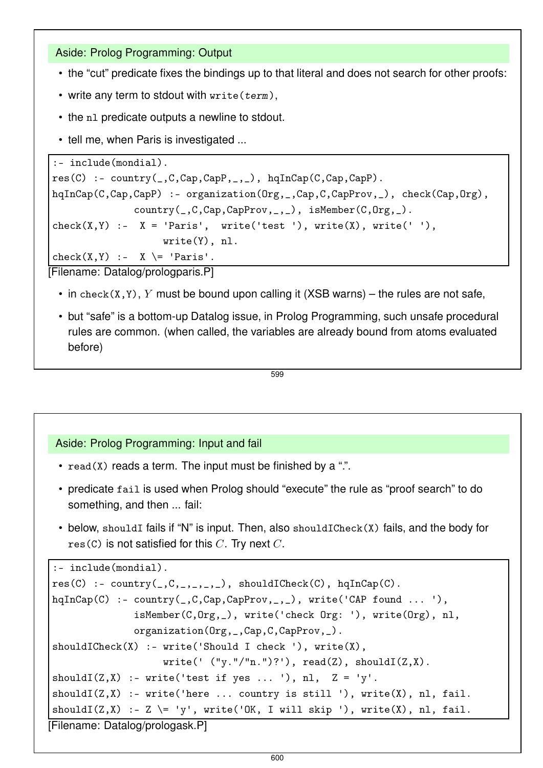## Aside: Prolog Programming: Output

- the "cut" predicate fixes the bindings up to that literal and does not search for other proofs:
- write any term to stdout with `write(term)`,
- the `nl` predicate outputs a newline to stdout.
- tell me, when Paris is investigated ...

```
:- include(mondial).
res(C) :- country(_,C,Cap,CapP,_,_), hqInCap(C,Cap,CapP).
hqInCap(C,Cap,CapP) :- organization(Org,_,Cap,C,CapProv,_), check(Cap,Org),
            country(_,C,Cap,CapProv,_,_), isMember(C,Org,_).
check(X,Y) :-  X = 'Paris',  write('test '), write(X), write(' '),
                write(Y), nl.
check(X,Y) :-  X \= 'Paris'.
```

[Filename: Datalog/prologparis.P]

- in `check(X,Y)`, $Y$ must be bound upon calling it (XSB warns) – the rules are not safe,
- but "safe" is a bottom-up Datalog issue, in Prolog Programming, such unsafe procedural rules are common. (when called, the variables are already bound from atoms evaluated before)

## Aside: Prolog Programming: Input and fail

- `read(X)` reads a term. The input must be finished by a ".".
- predicate `fail` is used when Prolog should "execute" the rule as "proof search" to do something, and then ... fail:
- below, `shouldI` fails if "N" is input. Then, also `shouldICheck(X)` fails, and the body for `res(C)` is not satisfied for this $C$. Try next $C$.

```
:- include(mondial).
res(C) :- country(_,C,_,_,_,_), shouldICheck(C), hqInCap(C).
hqInCap(C) :- country(_,C,Cap,CapProv,_,_), write('CAP found ... '),
            isMember(C,Org,_), write('check Org: '), write(Org), nl,
            organization(Org,_,Cap,C,CapProv,_).
shouldICheck(X) :- write('Should I check '), write(X),
                write(' ("y."/"n.")?'), read(Z), shouldI(Z,X).
shouldI(Z,X) :- write('test if yes ... '), nl,  Z = 'y'.
shouldI(Z,X) :- write('here ... country is still '), write(X), nl, fail.
shouldI(Z,X) :- Z \= 'y', write('OK, I will skip '), write(X), nl, fail.
```

[Filename: Datalog/prologask.P]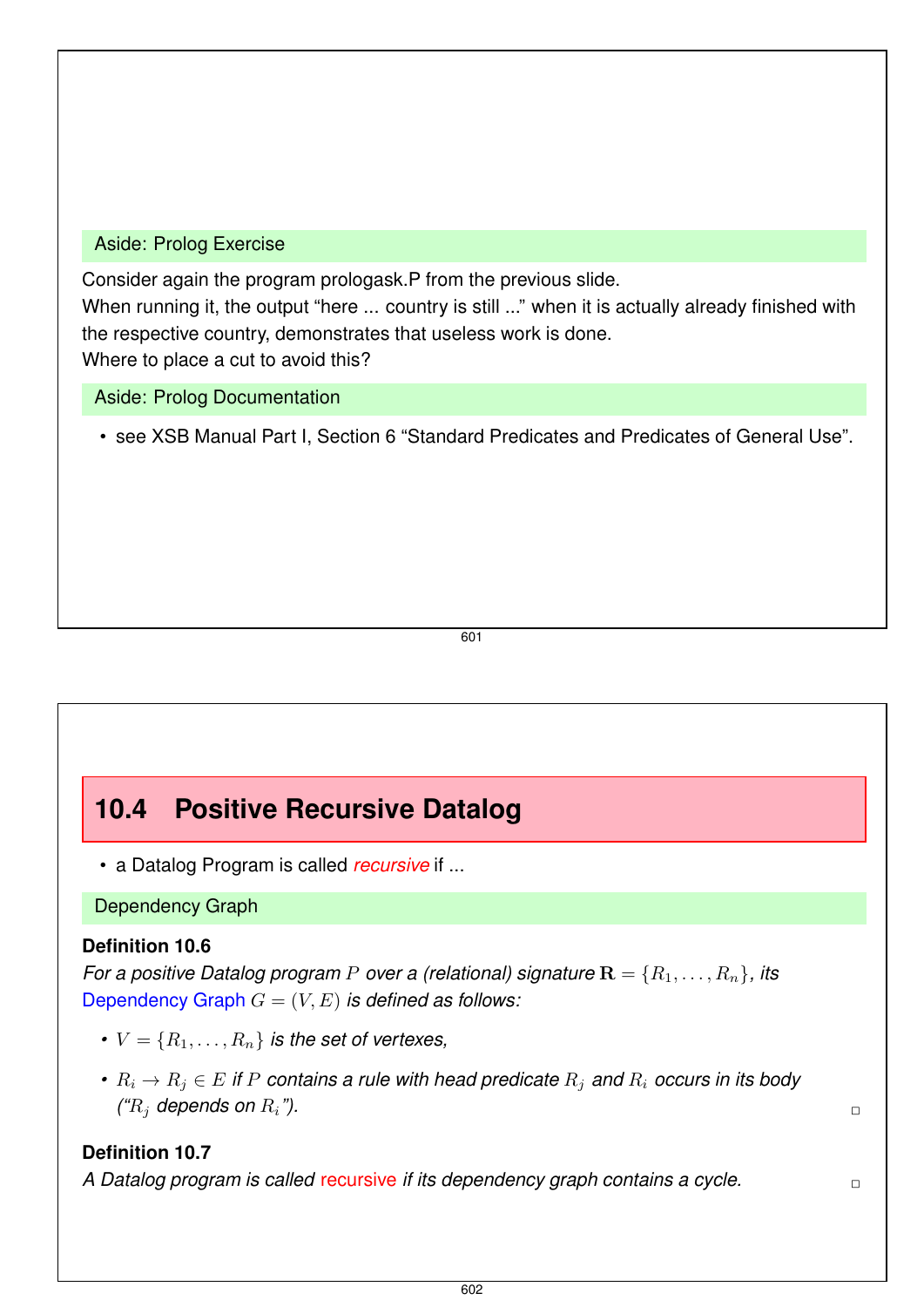### Aside: Prolog Exercise

Consider again the program prologask.P from the previous slide.
When running it, the output “here ... country is still ...” when it is actually already finished with the respective country, demonstrates that useless work is done.
Where to place a cut to avoid this?

### Aside: Prolog Documentation

- see XSB Manual Part I, Section 6 “Standard Predicates and Predicates of General Use”.

## 10.4 Positive Recursive Datalog

- a Datalog Program is called *recursive* if ...

### Dependency Graph

**Definition 10.6**
*For a positive Datalog program $P$ over a (relational) signature $\mathbf{R} = \{R_1, \ldots, R_n\}$, its Dependency Graph $G = (V, E)$ is defined as follows:*

- *$V = \{R_1, \ldots, R_n\}$ is the set of vertexes,*
- *$R_i \to R_j \in E$ if $P$ contains a rule with head predicate $R_j$ and $R_i$ occurs in its body (“$R_j$ depends on $R_i$”).* □

**Definition 10.7**
*A Datalog program is called recursive if its dependency graph contains a cycle.* □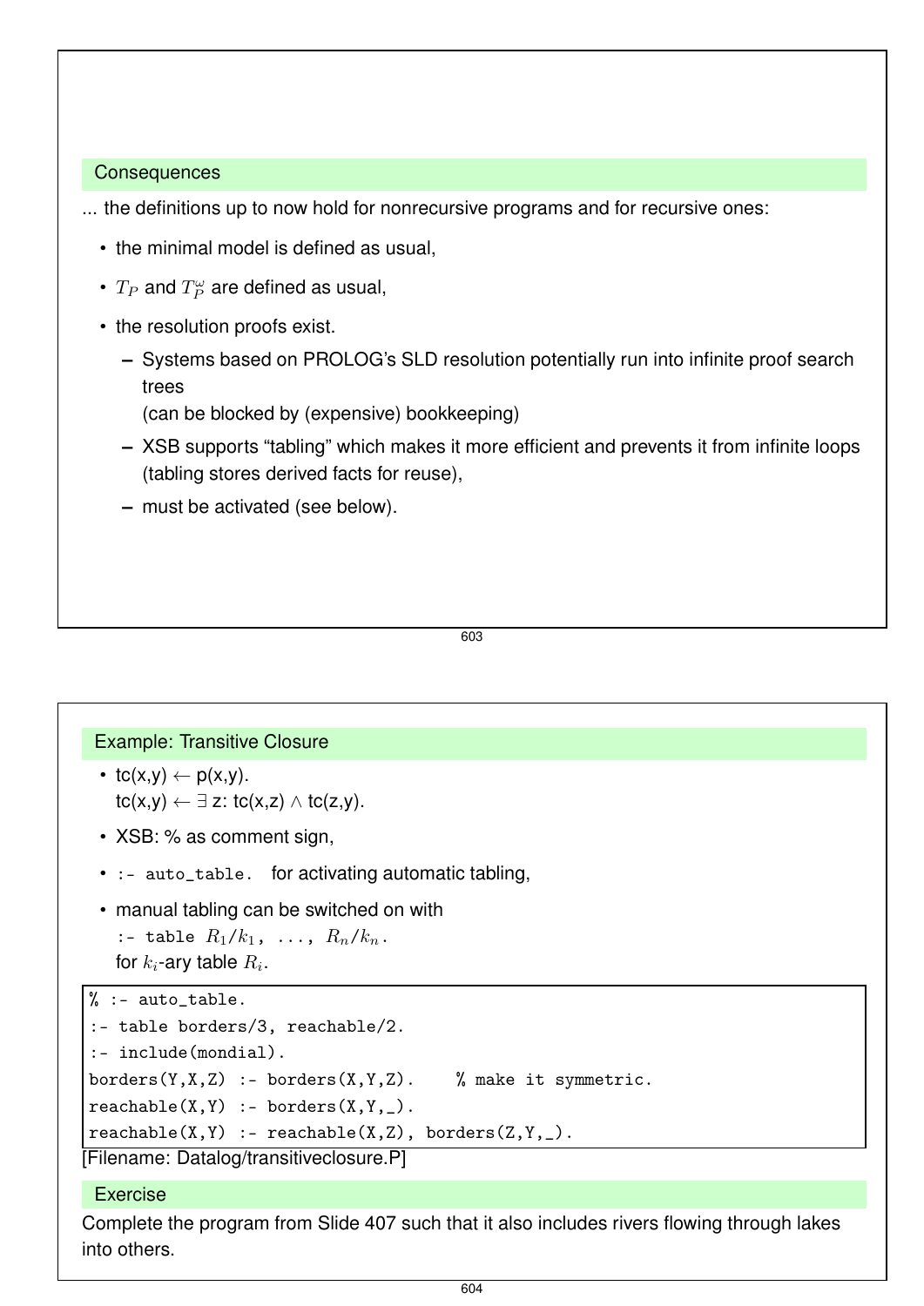## Consequences

... the definitions up to now hold for nonrecursive programs and for recursive ones:

- the minimal model is defined as usual,
- $T_P$ and $T_P^\omega$ are defined as usual,
- the resolution proofs exist.
  - Systems based on PROLOG's SLD resolution potentially run into infinite proof search trees
    (can be blocked by (expensive) bookkeeping)
  - XSB supports "tabling" which makes it more efficient and prevents it from infinite loops (tabling stores derived facts for reuse),
  - must be activated (see below).

## Example: Transitive Closure

- tc(x,y) $\leftarrow$ p(x,y).
  tc(x,y) $\leftarrow \exists$ z: tc(x,z) $\wedge$ tc(z,y).
- XSB: % as comment sign,
- `:- auto_table.` for activating automatic tabling,
- manual tabling can be switched on with
  `:- table` $R_1/k_1$, ..., $R_n/k_n$.
  for $k_i$-ary table $R_i$.

```
% :- auto_table.
:- table borders/3, reachable/2.
:- include(mondial).
borders(Y,X,Z) :- borders(X,Y,Z).    % make it symmetric.
reachable(X,Y) :- borders(X,Y,_).
reachable(X,Y) :- reachable(X,Z), borders(Z,Y,_).
```

[Filename: Datalog/transitiveclosure.P]

## Exercise

Complete the program from Slide 407 such that it also includes rivers flowing through lakes into others.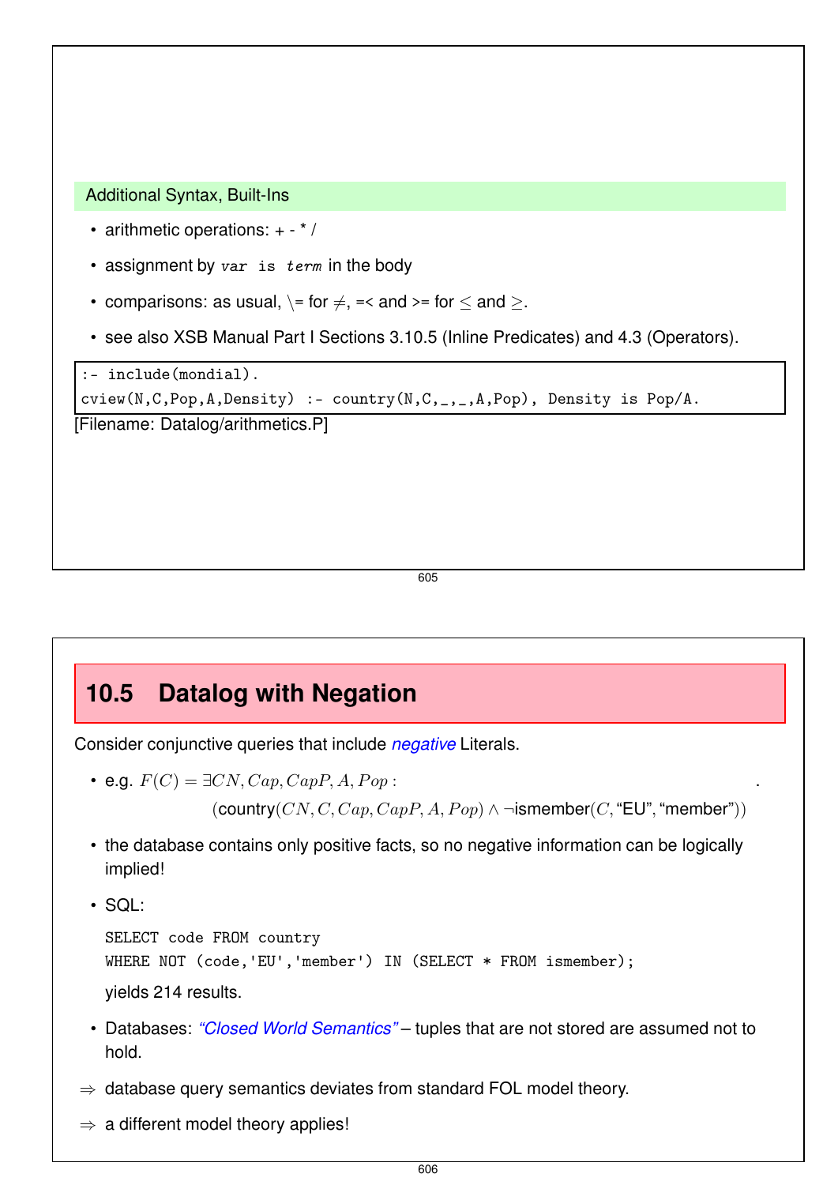### Additional Syntax, Built-Ins

- arithmetic operations: + - * /
- assignment by `var is term` in the body
- comparisons: as usual, \= for $\neq$, =< and >= for $\leq$ and $\geq$.
- see also XSB Manual Part I Sections 3.10.5 (Inline Predicates) and 4.3 (Operators).

```
:- include(mondial).
cview(N,C,Pop,A,Density) :- country(N,C,_,_,A,Pop), Density is Pop/A.
```

[Filename: Datalog/arithmetics.P]

## 10.5 Datalog with Negation

Consider conjunctive queries that include *negative* Literals.

- e.g. $F(C) = \exists CN, Cap, CapP, A, Pop :$ .
  $(\text{country}(CN, C, Cap, CapP, A, Pop) \wedge \neg\text{ismember}(C, \text{“EU”}, \text{“member”}))$
- the database contains only positive facts, so no negative information can be logically implied!
- SQL:

  ```
  SELECT code FROM country
  WHERE NOT (code,'EU','member') IN (SELECT * FROM ismember);
  ```

  yields 214 results.
- Databases: *“Closed World Semantics”* – tuples that are not stored are assumed not to hold.

⇒ database query semantics deviates from standard FOL model theory.

⇒ a different model theory applies!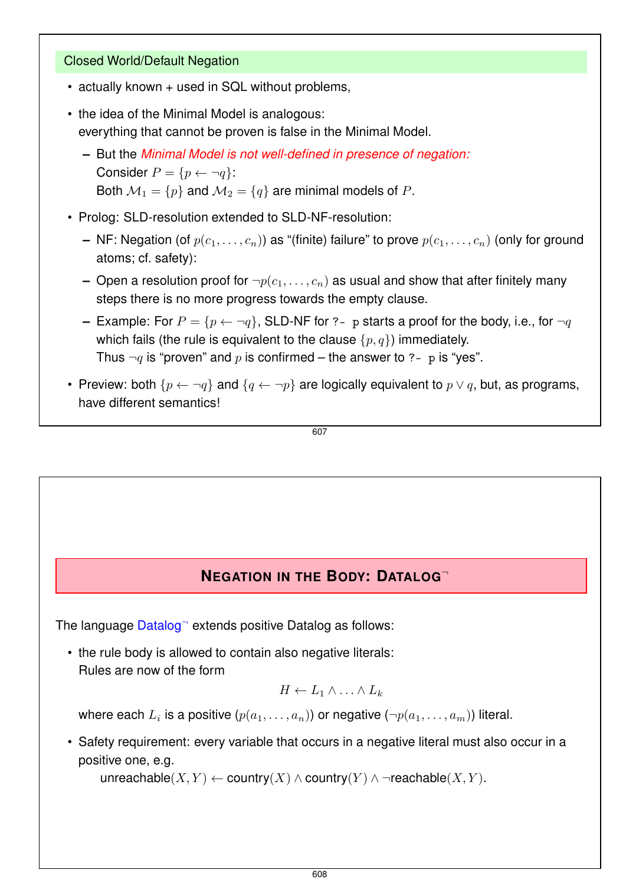## Closed World/Default Negation

- actually known + used in SQL without problems,
- the idea of the Minimal Model is analogous:
  everything that cannot be proven is false in the Minimal Model.
  - But the *Minimal Model is not well-defined in presence of negation:*
    Consider $P = \{p \leftarrow \neg q\}$:
    Both $\mathcal{M}_1 = \{p\}$ and $\mathcal{M}_2 = \{q\}$ are minimal models of $P$.
- Prolog: SLD-resolution extended to SLD-NF-resolution:
  - NF: Negation (of $p(c_1, \ldots, c_n)$) as "(finite) failure" to prove $p(c_1, \ldots, c_n)$ (only for ground atoms; cf. safety):
  - Open a resolution proof for $\neg p(c_1, \ldots, c_n)$ as usual and show that after finitely many steps there is no more progress towards the empty clause.
  - Example: For $P = \{p \leftarrow \neg q\}$, SLD-NF for `?- p` starts a proof for the body, i.e., for $\neg q$ which fails (the rule is equivalent to the clause $\{p, q\}$) immediately.
    Thus $\neg q$ is "proven" and $p$ is confirmed – the answer to `?- p` is "yes".
- Preview: both $\{p \leftarrow \neg q\}$ and $\{q \leftarrow \neg p\}$ are logically equivalent to $p \vee q$, but, as programs, have different semantics!

## Negation in the Body: Datalog$^\neg$

The language Datalog$^\neg$ extends positive Datalog as follows:

- the rule body is allowed to contain also negative literals:
  Rules are now of the form

$$H \leftarrow L_1 \wedge \ldots \wedge L_k$$

  where each $L_i$ is a positive ($p(a_1, \ldots, a_n)$) or negative ($\neg p(a_1, \ldots, a_m)$) literal.
- Safety requirement: every variable that occurs in a negative literal must also occur in a positive one, e.g.
  unreachable$(X, Y) \leftarrow$ country$(X) \wedge$ country$(Y) \wedge \neg$reachable$(X, Y)$.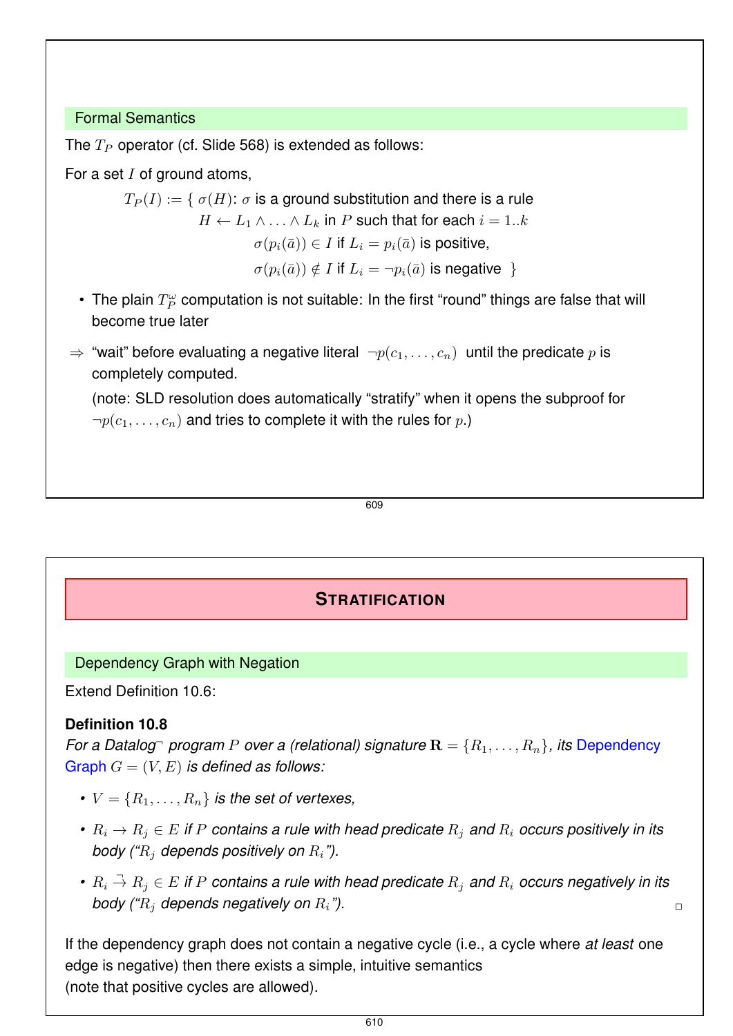## Formal Semantics

The $T_P$ operator (cf. Slide 568) is extended as follows:

For a set $I$ of ground atoms,

$$
\begin{aligned}
T_P(I) := \{\ \sigma(H) \colon\ & \sigma \text{ is a ground substitution and there is a rule} \\
& H \leftarrow L_1 \wedge \ldots \wedge L_k \text{ in } P \text{ such that for each } i = 1..k \\
& \quad \sigma(p_i(\bar{a})) \in I \text{ if } L_i = p_i(\bar{a}) \text{ is positive,} \\
& \quad \sigma(p_i(\bar{a})) \notin I \text{ if } L_i = \neg p_i(\bar{a}) \text{ is negative } \ \}
\end{aligned}
$$

- The plain $T_P^\omega$ computation is not suitable: In the first "round" things are false that will become true later

⇒ "wait" before evaluating a negative literal $\neg p(c_1, \ldots, c_n)$ until the predicate $p$ is completely computed.

(note: SLD resolution does automatically "stratify" when it opens the subproof for $\neg p(c_1, \ldots, c_n)$ and tries to complete it with the rules for $p$.)

# STRATIFICATION

## Dependency Graph with Negation

Extend Definition 10.6:

**Definition 10.8**
*For a Datalog$^\neg$ program $P$ over a (relational) signature $\mathbf{R} = \{R_1, \ldots, R_n\}$, its Dependency Graph $G = (V, E)$ is defined as follows:*

- $V = \{R_1, \ldots, R_n\}$ *is the set of vertexes,*
- $R_i \rightarrow R_j \in E$ *if $P$ contains a rule with head predicate $R_j$ and $R_i$ occurs positively in its body ("$R_j$ depends positively on $R_i$").*
- $R_i \overset{\neg}{\rightarrow} R_j \in E$ *if $P$ contains a rule with head predicate $R_j$ and $R_i$ occurs negatively in its body ("$R_j$ depends negatively on $R_i$").* □

If the dependency graph does not contain a negative cycle (i.e., a cycle where *at least* one edge is negative) then there exists a simple, intuitive semantics (note that positive cycles are allowed).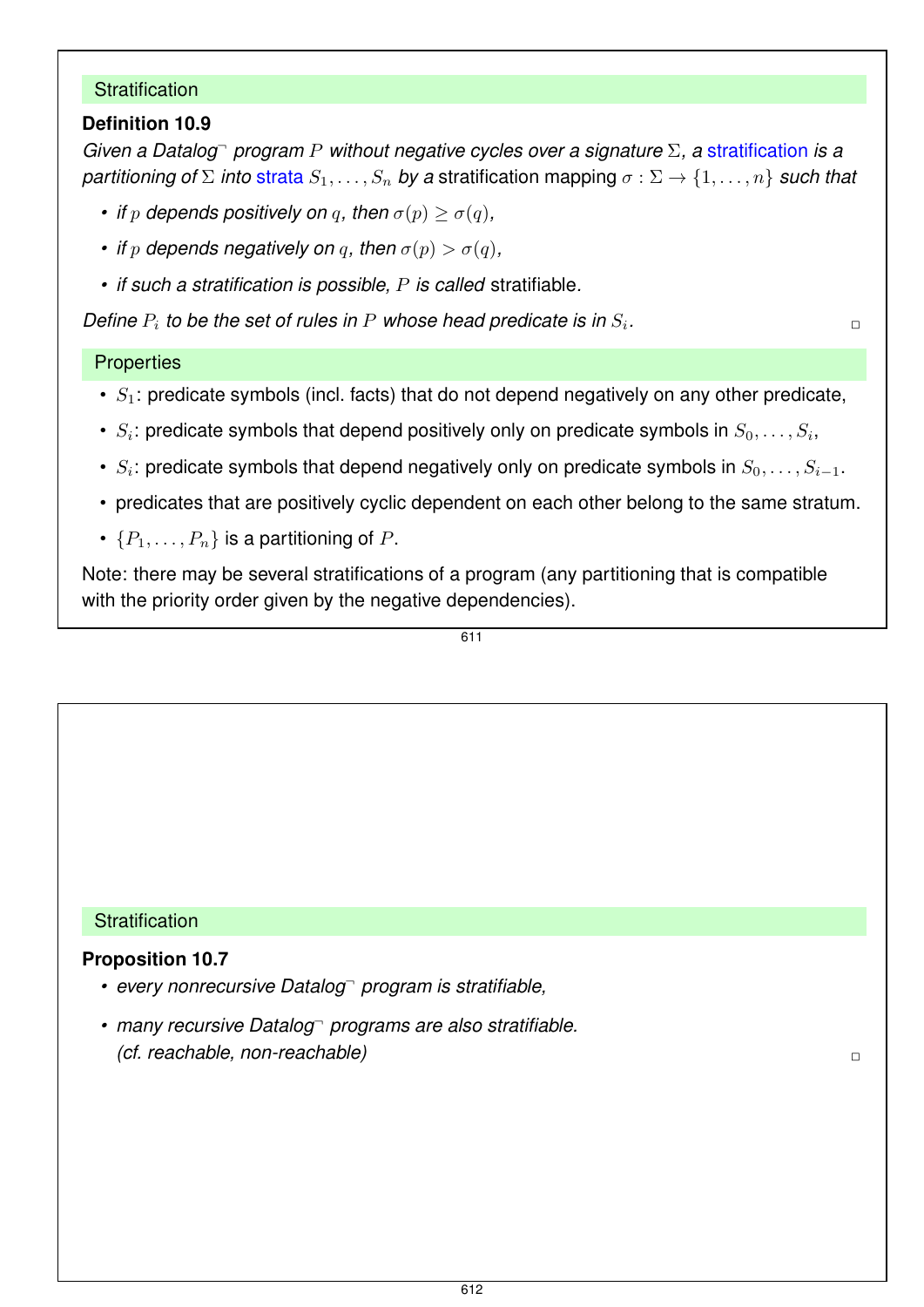## Stratification

**Definition 10.9**

*Given a Datalog$^\neg$ program $P$ without negative cycles over a signature $\Sigma$, a* stratification *is a partitioning of $\Sigma$ into* strata *$S_1, \ldots, S_n$ by a* stratification mapping *$\sigma : \Sigma \to \{1, \ldots, n\}$ such that*

- *if $p$ depends positively on $q$, then $\sigma(p) \geq \sigma(q)$,*
- *if $p$ depends negatively on $q$, then $\sigma(p) > \sigma(q)$,*
- *if such a stratification is possible, $P$ is called* stratifiable.

*Define $P_i$ to be the set of rules in $P$ whose head predicate is in $S_i$.* □

## Properties

- $S_1$: predicate symbols (incl. facts) that do not depend negatively on any other predicate,
- $S_i$: predicate symbols that depend positively only on predicate symbols in $S_0, \ldots, S_i$,
- $S_i$: predicate symbols that depend negatively only on predicate symbols in $S_0, \ldots, S_{i-1}$.
- predicates that are positively cyclic dependent on each other belong to the same stratum.
- $\{P_1, \ldots, P_n\}$ is a partitioning of $P$.

Note: there may be several stratifications of a program (any partitioning that is compatible with the priority order given by the negative dependencies).

## Stratification

**Proposition 10.7**

- *every nonrecursive Datalog$^\neg$ program is stratifiable,*
- *many recursive Datalog$^\neg$ programs are also stratifiable. (cf. reachable, non-reachable)* □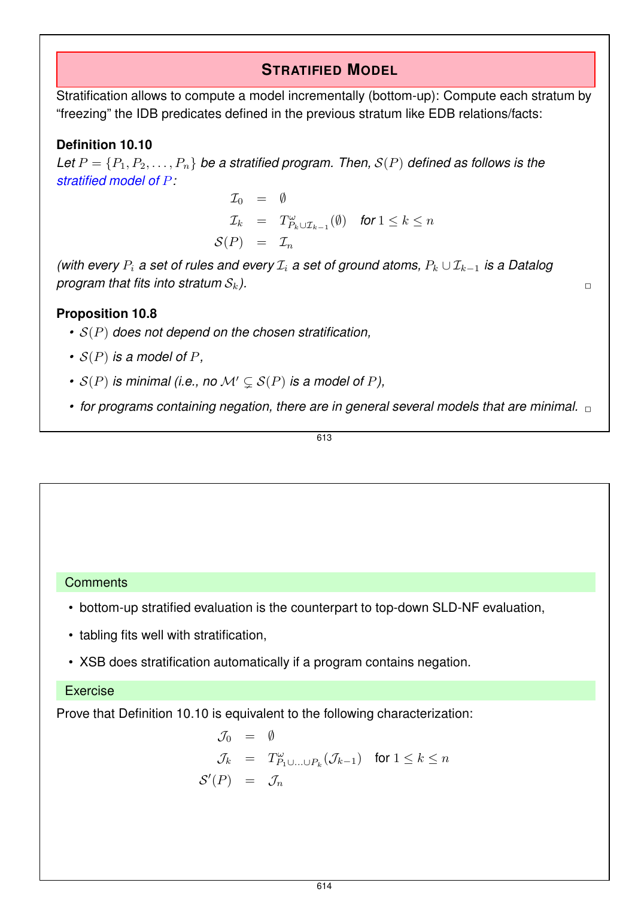## STRATIFIED MODEL

Stratification allows to compute a model incrementally (bottom-up): Compute each stratum by "freezing" the IDB predicates defined in the previous stratum like EDB relations/facts:

**Definition 10.10**

*Let $P = \{P_1, P_2, \ldots, P_n\}$ be a stratified program. Then, $\mathcal{S}(P)$ defined as follows is the stratified model of $P$:*

$$\begin{aligned}
\mathcal{I}_0 &= \emptyset \\
\mathcal{I}_k &= T^{\omega}_{P_k \cup \mathcal{I}_{k-1}}(\emptyset) \quad \text{for } 1 \leq k \leq n \\
\mathcal{S}(P) &= \mathcal{I}_n
\end{aligned}$$

*(with every $P_i$ a set of rules and every $\mathcal{I}_i$ a set of ground atoms, $P_k \cup \mathcal{I}_{k-1}$ is a Datalog program that fits into stratum $\mathcal{S}_k$).* □

**Proposition 10.8**

- *$\mathcal{S}(P)$ does not depend on the chosen stratification,*
- *$\mathcal{S}(P)$ is a model of $P$,*
- *$\mathcal{S}(P)$ is minimal (i.e., no $\mathcal{M}' \subsetneq \mathcal{S}(P)$ is a model of $P$),*
- *for programs containing negation, there are in general several models that are minimal.* □

### Comments

- bottom-up stratified evaluation is the counterpart to top-down SLD-NF evaluation,
- tabling fits well with stratification,
- XSB does stratification automatically if a program contains negation.

### Exercise

Prove that Definition 10.10 is equivalent to the following characterization:

$$\begin{aligned}
\mathcal{J}_0 &= \emptyset \\
\mathcal{J}_k &= T^{\omega}_{P_1 \cup \ldots \cup P_k}(\mathcal{J}_{k-1}) \quad \text{for } 1 \leq k \leq n \\
\mathcal{S}'(P) &= \mathcal{J}_n
\end{aligned}$$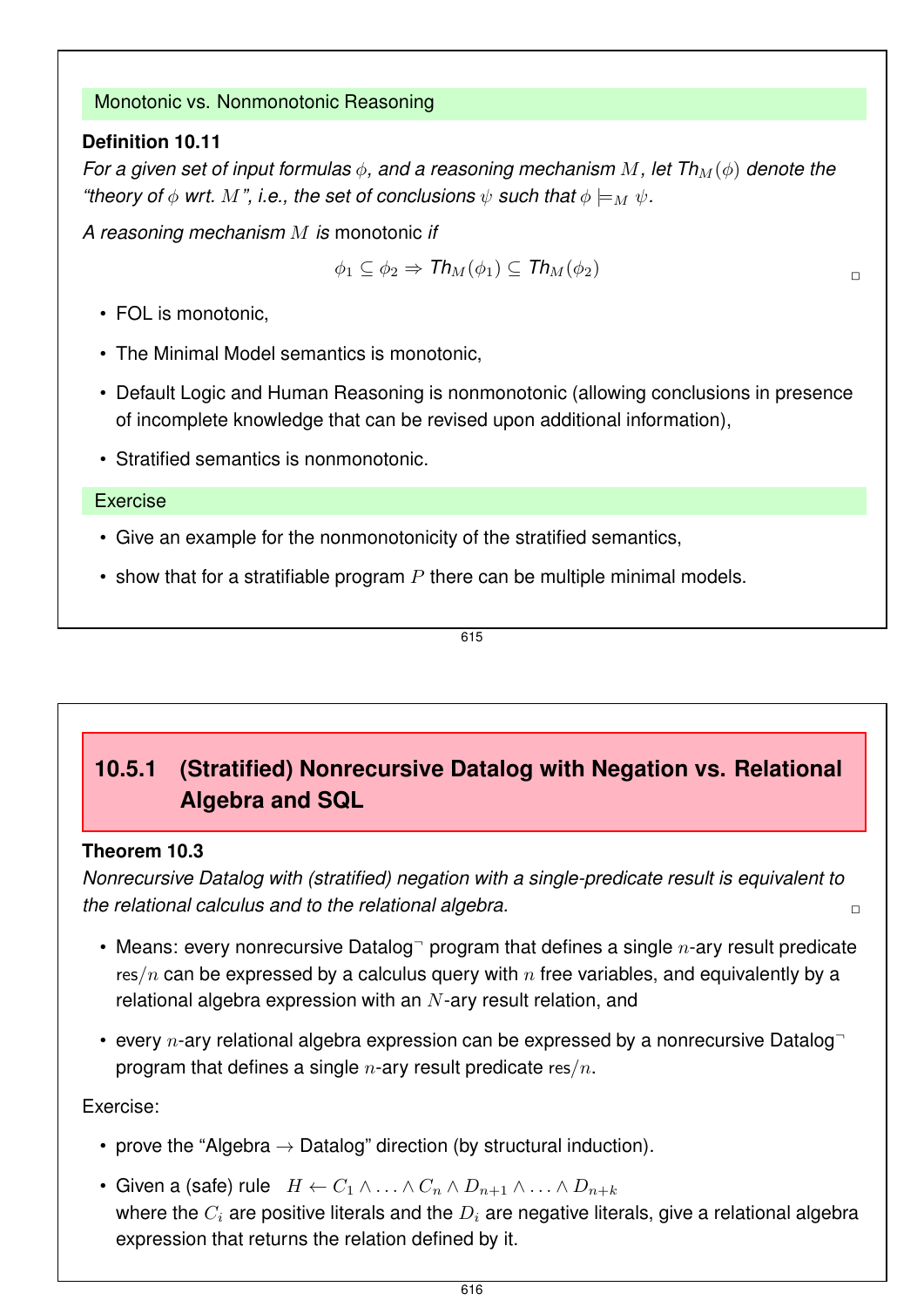### Monotonic vs. Nonmonotonic Reasoning

**Definition 10.11**

*For a given set of input formulas $\phi$, and a reasoning mechanism $M$, let $Th_M(\phi)$ denote the "theory of $\phi$ wrt. $M$", i.e., the set of conclusions $\psi$ such that $\phi \models_M \psi$.*

*A reasoning mechanism $M$ is* monotonic *if*

$$\phi_1 \subseteq \phi_2 \Rightarrow Th_M(\phi_1) \subseteq Th_M(\phi_2)$$

□

- FOL is monotonic,
- The Minimal Model semantics is monotonic,
- Default Logic and Human Reasoning is nonmonotonic (allowing conclusions in presence of incomplete knowledge that can be revised upon additional information),
- Stratified semantics is nonmonotonic.

### Exercise

- Give an example for the nonmonotonicity of the stratified semantics,
- show that for a stratifiable program $P$ there can be multiple minimal models.

## 10.5.1 (Stratified) Nonrecursive Datalog with Negation vs. Relational Algebra and SQL

**Theorem 10.3**

*Nonrecursive Datalog with (stratified) negation with a single-predicate result is equivalent to the relational calculus and to the relational algebra.* □

- Means: every nonrecursive Datalog$^\neg$ program that defines a single $n$-ary result predicate $\mathrm{res}/n$ can be expressed by a calculus query with $n$ free variables, and equivalently by a relational algebra expression with an $N$-ary result relation, and
- every $n$-ary relational algebra expression can be expressed by a nonrecursive Datalog$^\neg$ program that defines a single $n$-ary result predicate $\mathrm{res}/n$.

Exercise:

- prove the "Algebra $\rightarrow$ Datalog" direction (by structural induction).
- Given a (safe) rule $H \leftarrow C_1 \wedge \ldots \wedge C_n \wedge D_{n+1} \wedge \ldots \wedge D_{n+k}$ where the $C_i$ are positive literals and the $D_i$ are negative literals, give a relational algebra expression that returns the relation defined by it.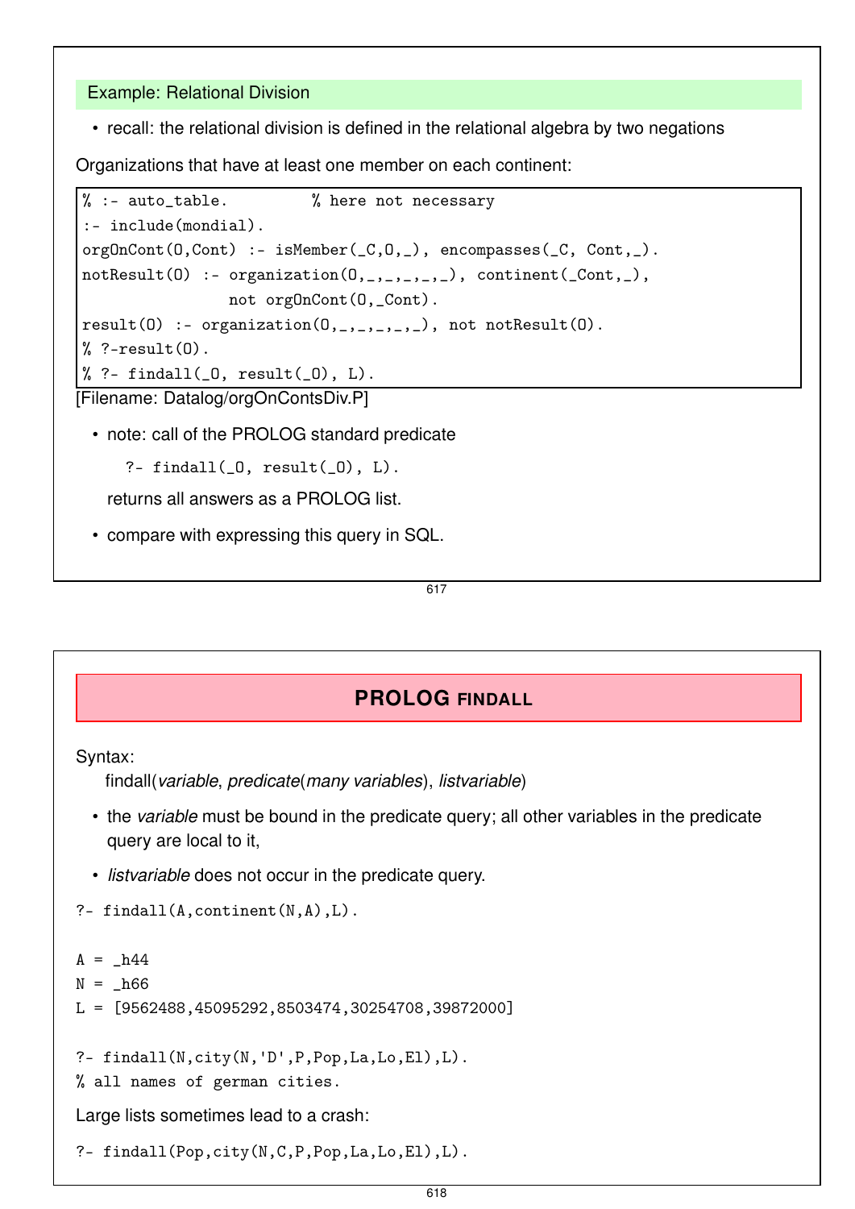## Example: Relational Division

- recall: the relational division is defined in the relational algebra by two negations

Organizations that have at least one member on each continent:

```
% :- auto_table.         % here not necessary
:- include(mondial).
orgOnCont(O,Cont) :- isMember(_C,O,_), encompasses(_C, Cont,_).
notResult(O) :- organization(O,_,_,_,_,_), continent(_Cont,_),
                not orgOnCont(O,_Cont).
result(O) :- organization(O,_,_,_,_,_), not notResult(O).
% ?-result(O).
% ?- findall(_O, result(_O), L).
```

[Filename: Datalog/orgOnContsDiv.P]

- note: call of the PROLOG standard predicate

  `?- findall(_O, result(_O), L).`

  returns all answers as a PROLOG list.

- compare with expressing this query in SQL.

## PROLOG FINDALL

Syntax:

findall(*variable*, *predicate*(*many variables*), *listvariable*)

- the *variable* must be bound in the predicate query; all other variables in the predicate query are local to it,
- *listvariable* does not occur in the predicate query.

```
?- findall(A,continent(N,A),L).

A = _h44
N = _h66
L = [9562488,45095292,8503474,30254708,39872000]

?- findall(N,city(N,'D',P,Pop,La,Lo,El),L).
% all names of german cities.
```

Large lists sometimes lead to a crash:

```
?- findall(Pop,city(N,C,P,Pop,La,Lo,El),L).
```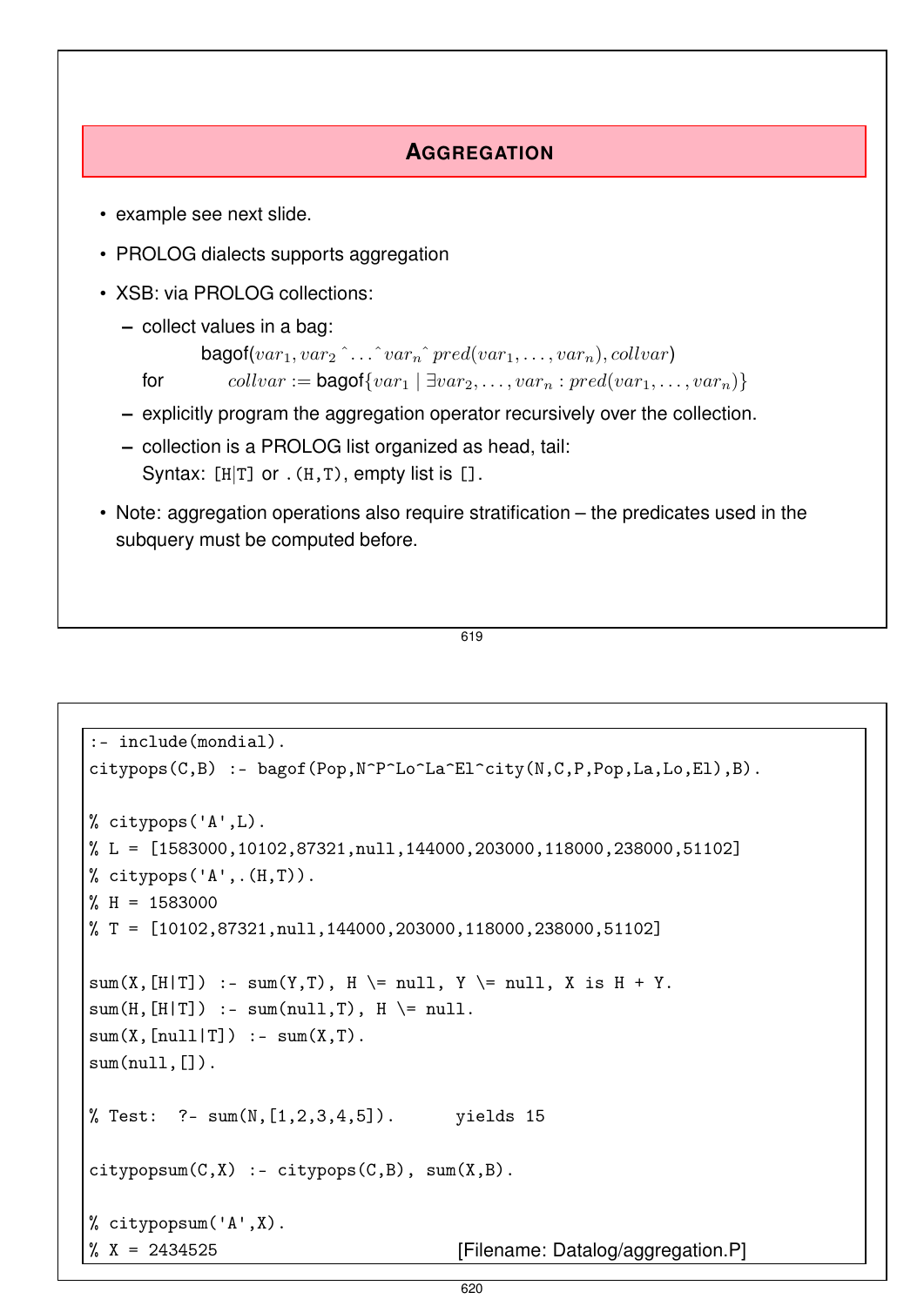## AGGREGATION

- example see next slide.
- PROLOG dialects supports aggregation
- XSB: via PROLOG collections:
  - collect values in a bag:

    bagof($var_1, var_2 \hat{} \ldots \hat{} var_n \hat{} pred(var_1, \ldots, var_n), collvar$)

    for $collvar :=$ bagof$\{var_1 \mid \exists var_2, \ldots, var_n : pred(var_1, \ldots, var_n)\}$
  - explicitly program the aggregation operator recursively over the collection.
  - collection is a PROLOG list organized as head, tail:
    Syntax: `[H|T]` or `.(H,T)`, empty list is `[]`.
- Note: aggregation operations also require stratification – the predicates used in the subquery must be computed before.

```
:- include(mondial).
citypops(C,B) :- bagof(Pop,N^P^Lo^La^El^city(N,C,P,Pop,La,Lo,El),B).

% citypops('A',L).
% L = [1583000,10102,87321,null,144000,203000,118000,238000,51102]
% citypops('A',.(H,T)).
% H = 1583000
% T = [10102,87321,null,144000,203000,118000,238000,51102]

sum(X,[H|T]) :- sum(Y,T), H \= null, Y \= null, X is H + Y.
sum(H,[H|T]) :- sum(null,T), H \= null.
sum(X,[null|T]) :- sum(X,T).
sum(null,[]).

% Test:  ?- sum(N,[1,2,3,4,5]).      yields 15

citypopsum(C,X) :- citypops(C,B), sum(X,B).

% citypopsum('A',X).
% X = 2434525
```

[Filename: Datalog/aggregation.P]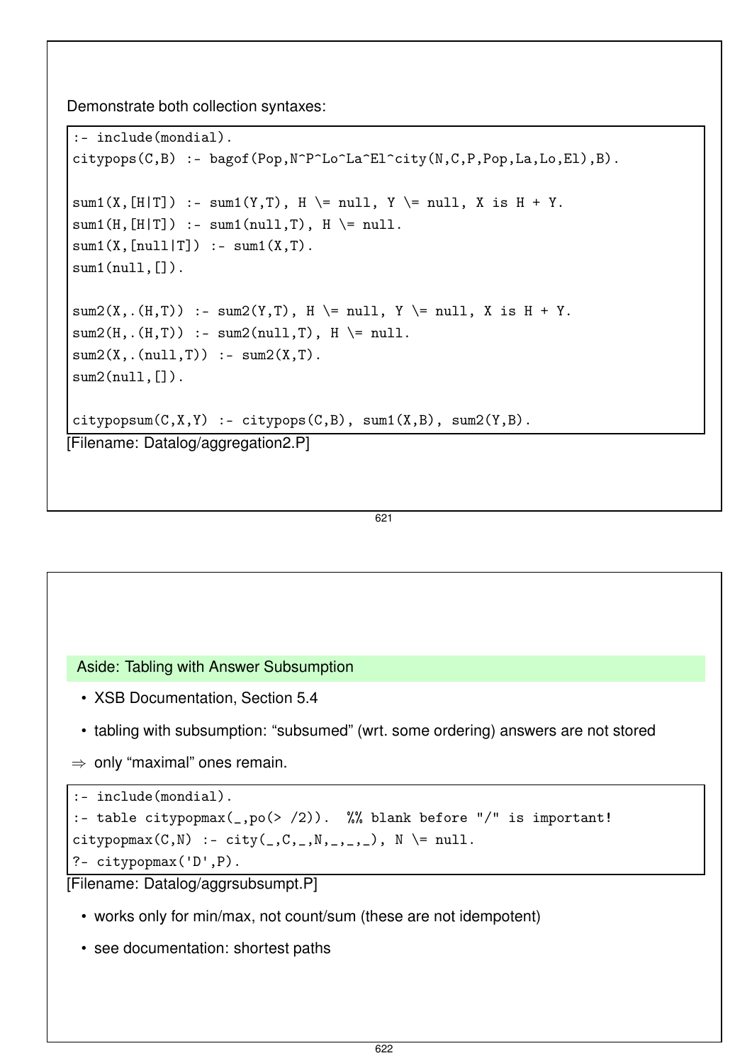Demonstrate both collection syntaxes:

```
:- include(mondial).
citypops(C,B) :- bagof(Pop,N^P^Lo^La^El^city(N,C,P,Pop,La,Lo,El),B).

sum1(X,[H|T]) :- sum1(Y,T), H \= null, Y \= null, X is H + Y.
sum1(H,[H|T]) :- sum1(null,T), H \= null.
sum1(X,[null|T]) :- sum1(X,T).
sum1(null,[]).

sum2(X,.(H,T)) :- sum2(Y,T), H \= null, Y \= null, X is H + Y.
sum2(H,.(H,T)) :- sum2(null,T), H \= null.
sum2(X,.(null,T)) :- sum2(X,T).
sum2(null,[]).

citypopsum(C,X,Y) :- citypops(C,B), sum1(X,B), sum2(Y,B).
```

[Filename: Datalog/aggregation2.P]

## Aside: Tabling with Answer Subsumption

- XSB Documentation, Section 5.4
- tabling with subsumption: "subsumed" (wrt. some ordering) answers are not stored

⇒ only "maximal" ones remain.

```
:- include(mondial).
:- table citypopmax(_,po(> /2)).  %% blank before "/" is important!
citypopmax(C,N) :- city(_,C,_,N,_,_,_), N \= null.
?- citypopmax('D',P).
```

[Filename: Datalog/aggrsubsumpt.P]

- works only for min/max, not count/sum (these are not idempotent)
- see documentation: shortest paths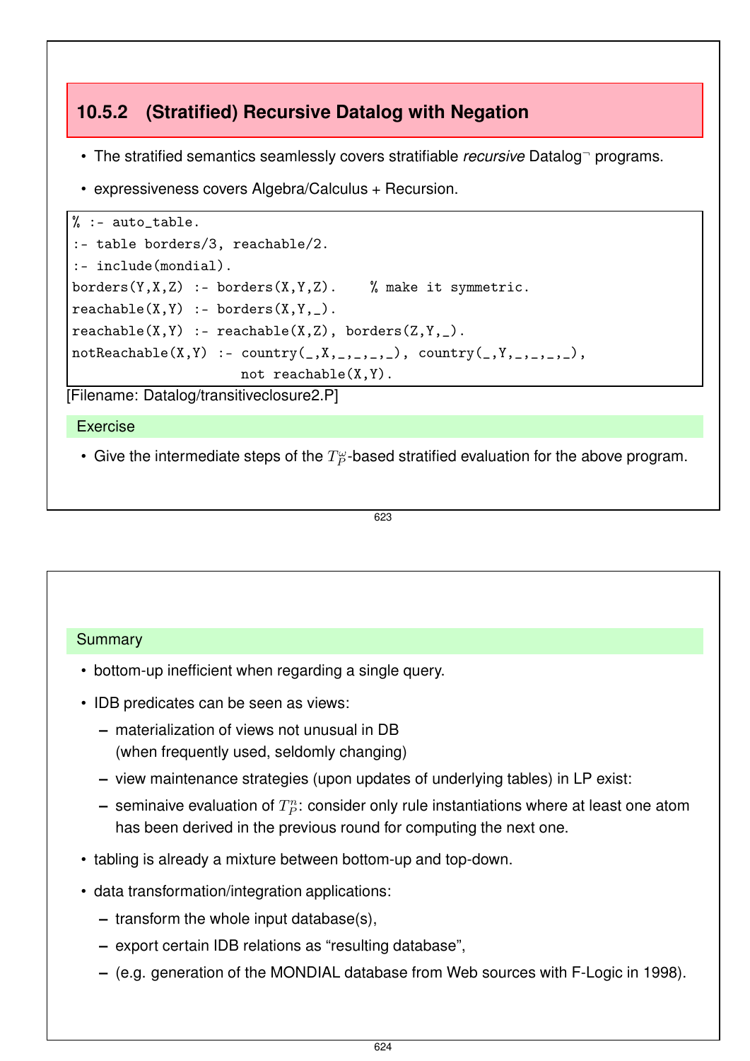### 10.5.2 (Stratified) Recursive Datalog with Negation

- The stratified semantics seamlessly covers stratifiable *recursive* Datalog$^{\neg}$ programs.
- expressiveness covers Algebra/Calculus + Recursion.

```
% :- auto_table.
:- table borders/3, reachable/2.
:- include(mondial).
borders(Y,X,Z) :- borders(X,Y,Z).    % make it symmetric.
reachable(X,Y) :- borders(X,Y,_).
reachable(X,Y) :- reachable(X,Z), borders(Z,Y,_).
notReachable(X,Y) :- country(_,X,_,_,_,_), country(_,Y,_,_,_,_),
                     not reachable(X,Y).
```

[Filename: Datalog/transitiveclosure2.P]

**Exercise**

- Give the intermediate steps of the $T_P^{\omega}$-based stratified evaluation for the above program.

**Summary**

- bottom-up inefficient when regarding a single query.
- IDB predicates can be seen as views:
  - materialization of views not unusual in DB (when frequently used, seldomly changing)
  - view maintenance strategies (upon updates of underlying tables) in LP exist:
  - seminaive evaluation of $T_P^n$: consider only rule instantiations where at least one atom has been derived in the previous round for computing the next one.
- tabling is already a mixture between bottom-up and top-down.
- data transformation/integration applications:
  - transform the whole input database(s),
  - export certain IDB relations as "resulting database",
  - (e.g. generation of the MONDIAL database from Web sources with F-Logic in 1998).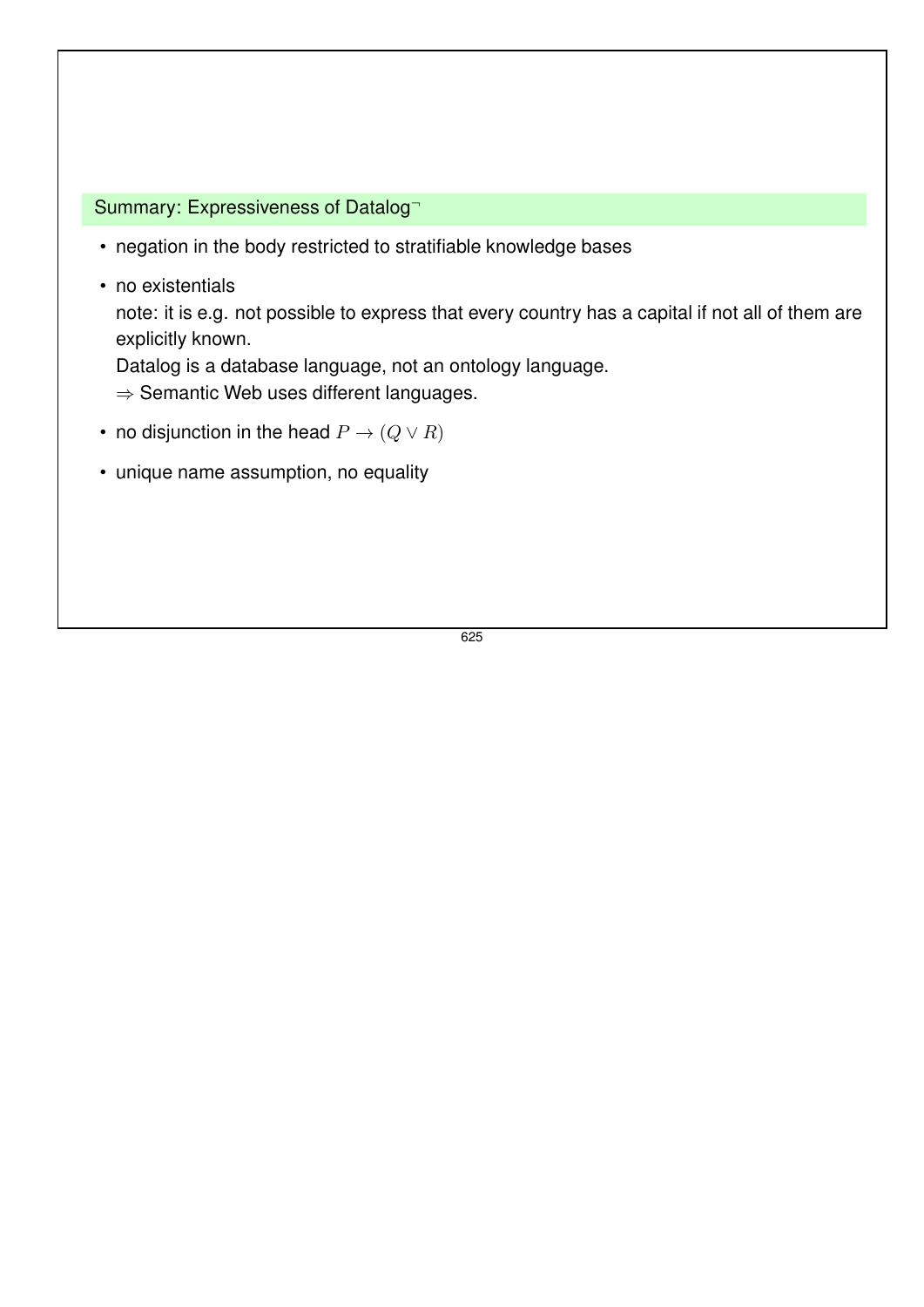## Summary: Expressiveness of Datalog$^{\neg}$

- negation in the body restricted to stratifiable knowledge bases
- no existentials
  note: it is e.g. not possible to express that every country has a capital if not all of them are explicitly known.
  Datalog is a database language, not an ontology language.
  $\Rightarrow$ Semantic Web uses different languages.
- no disjunction in the head $P \rightarrow (Q \vee R)$
- unique name assumption, no equality